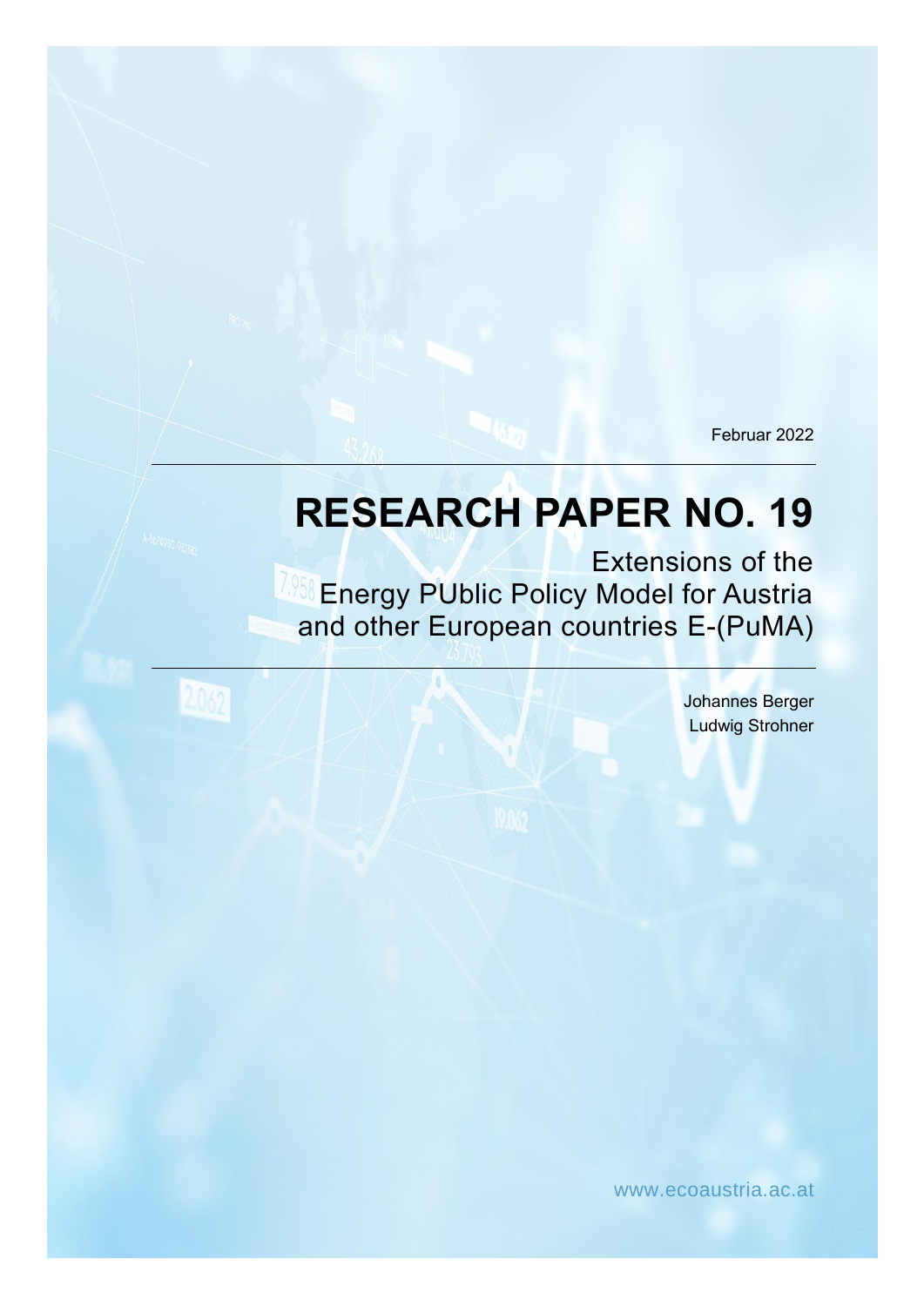Februar 2022

# RESEARCH PAPER NO. 19

## Extensions of the Energy PUblic Policy Model for Austria and other European countries E-(PuMA)

Johannes Berger
Ludwig Strohner

www.ecoaustria.ac.at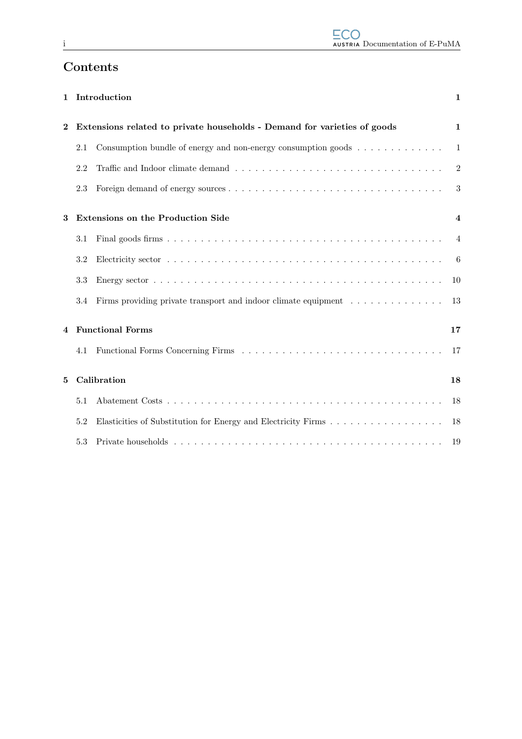# Contents

**1 Introduction** — 1

**2 Extensions related to private households - Demand for varieties of goods** — 1

- 2.1 Consumption bundle of energy and non-energy consumption goods — 1
- 2.2 Traffic and Indoor climate demand — 2
- 2.3 Foreign demand of energy sources — 3

**3 Extensions on the Production Side** — 4

- 3.1 Final goods firms — 4
- 3.2 Electricity sector — 6
- 3.3 Energy sector — 10
- 3.4 Firms providing private transport and indoor climate equipment — 13

**4 Functional Forms** — 17

- 4.1 Functional Forms Concerning Firms — 17

**5 Calibration** — 18

- 5.1 Abatement Costs — 18
- 5.2 Elasticities of Substitution for Energy and Electricity Firms — 18
- 5.3 Private households — 19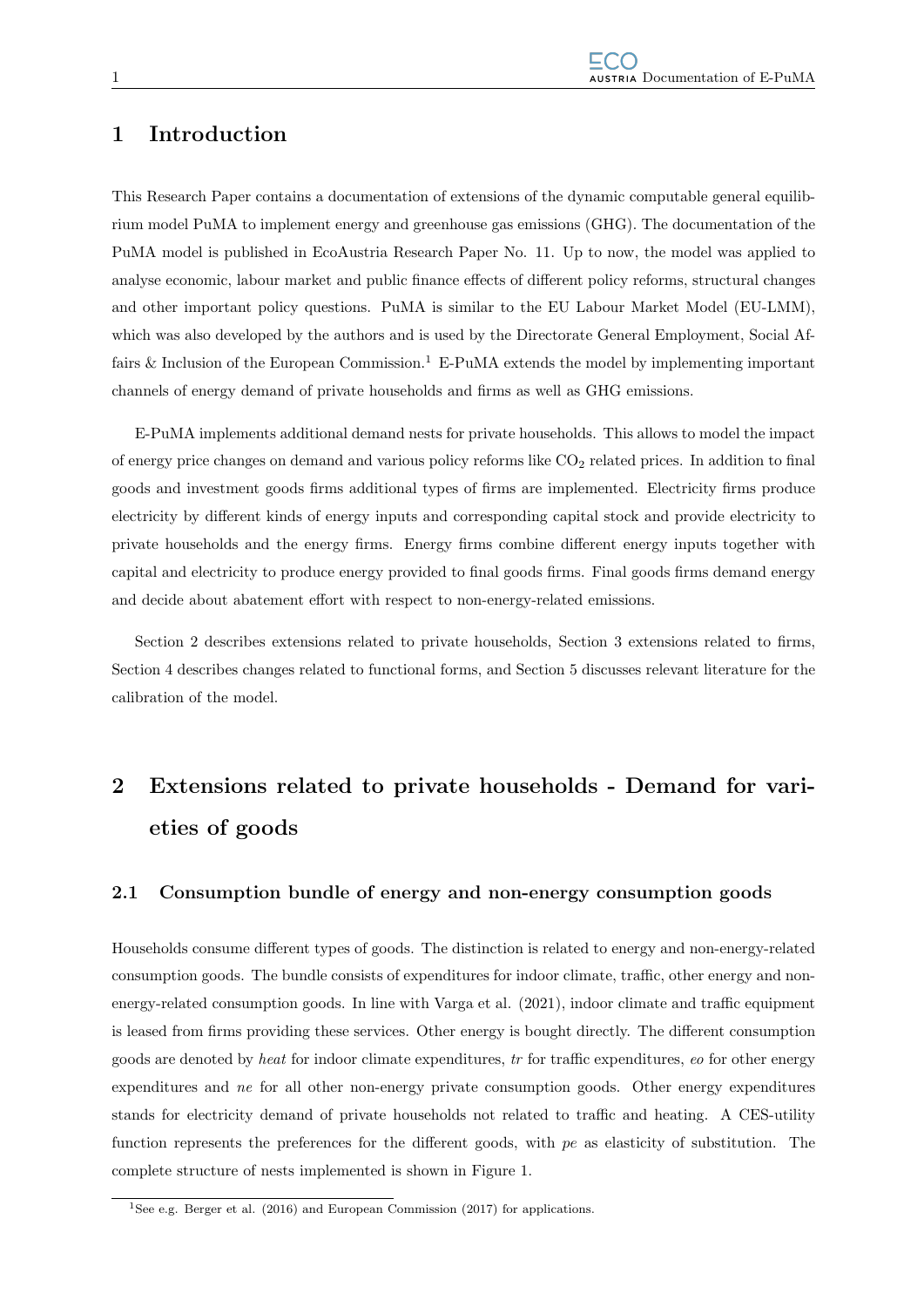# 1 Introduction

This Research Paper contains a documentation of extensions of the dynamic computable general equilibrium model PuMA to implement energy and greenhouse gas emissions (GHG). The documentation of the PuMA model is published in EcoAustria Research Paper No. 11. Up to now, the model was applied to analyse economic, labour market and public finance effects of different policy reforms, structural changes and other important policy questions. PuMA is similar to the EU Labour Market Model (EU-LMM), which was also developed by the authors and is used by the Directorate General Employment, Social Affairs & Inclusion of the European Commission.[1] E-PuMA extends the model by implementing important channels of energy demand of private households and firms as well as GHG emissions.

E-PuMA implements additional demand nests for private households. This allows to model the impact of energy price changes on demand and various policy reforms like $CO_2$ related prices. In addition to final goods and investment goods firms additional types of firms are implemented. Electricity firms produce electricity by different kinds of energy inputs and corresponding capital stock and provide electricity to private households and the energy firms. Energy firms combine different energy inputs together with capital and electricity to produce energy provided to final goods firms. Final goods firms demand energy and decide about abatement effort with respect to non-energy-related emissions.

Section 2 describes extensions related to private households, Section 3 extensions related to firms, Section 4 describes changes related to functional forms, and Section 5 discusses relevant literature for the calibration of the model.

# 2 Extensions related to private households - Demand for varieties of goods

## 2.1 Consumption bundle of energy and non-energy consumption goods

Households consume different types of goods. The distinction is related to energy and non-energy-related consumption goods. The bundle consists of expenditures for indoor climate, traffic, other energy and non-energy-related consumption goods. In line with Varga et al. (2021), indoor climate and traffic equipment is leased from firms providing these services. Other energy is bought directly. The different consumption goods are denoted by *heat* for indoor climate expenditures, *tr* for traffic expenditures, *eo* for other energy expenditures and *ne* for all other non-energy private consumption goods. Other energy expenditures stands for electricity demand of private households not related to traffic and heating. A CES-utility function represents the preferences for the different goods, with *pe* as elasticity of substitution. The complete structure of nests implemented is shown in Figure 1.

[1] See e.g. Berger et al. (2016) and European Commission (2017) for applications.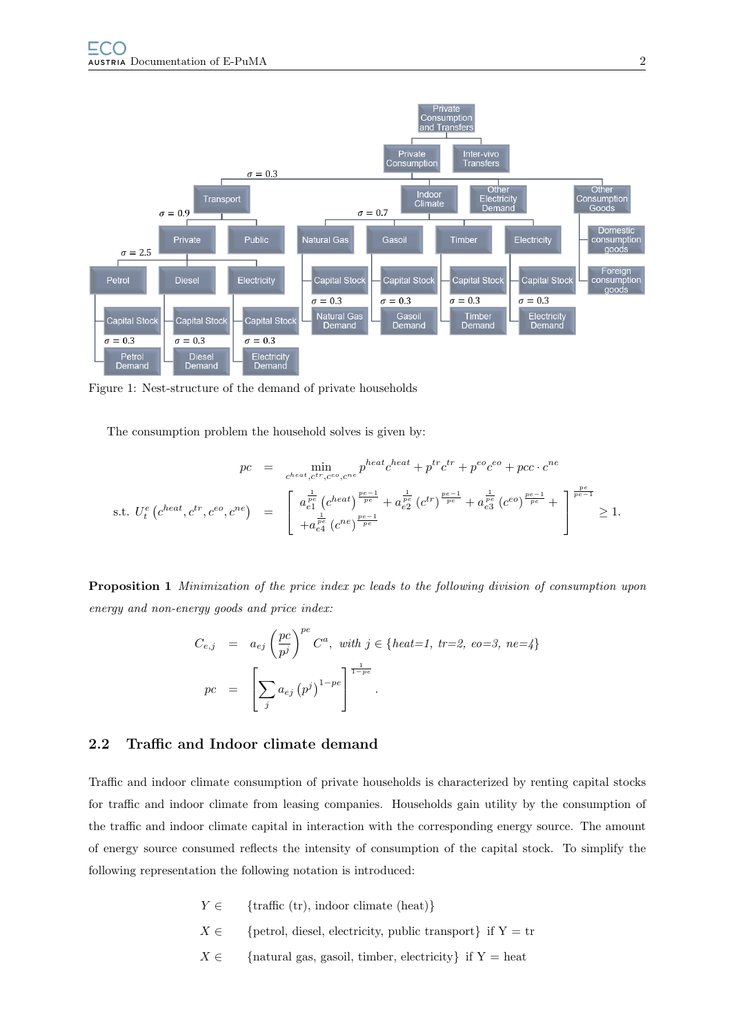Figure 1: Nest-structure of the demand of private households

The consumption problem the household solves is given by:

$$
\begin{aligned}
pc &= \min_{c^{heat}, c^{tr}, c^{eo}, c^{ne}} p^{heat} c^{heat} + p^{tr} c^{tr} + p^{eo} c^{eo} + pcc \cdot c^{ne} \\
\text{s.t. } U_t^e\left(c^{heat}, c^{tr}, c^{eo}, c^{ne}\right) &= \left[ \begin{array}{l} a_{e1}^{\frac{1}{pe}} \left(c^{heat}\right)^{\frac{pe-1}{pe}} + a_{e2}^{\frac{1}{pe}} \left(c^{tr}\right)^{\frac{pe-1}{pe}} + a_{e3}^{\frac{1}{pe}} \left(c^{eo}\right)^{\frac{pe-1}{pe}} + \\ + a_{e4}^{\frac{1}{pe}} \left(c^{ne}\right)^{\frac{pe-1}{pe}} \end{array} \right]^{\frac{pe}{pe-1}} \geq 1.
\end{aligned}
$$

**Proposition 1** *Minimization of the price index pc leads to the following division of consumption upon energy and non-energy goods and price index:*

$$
\begin{aligned}
C_{e,j} &= a_{ej} \left(\frac{pc}{p^j}\right)^{pe} C^a, \text{ with } j \in \{heat{=}1,\ tr{=}2,\ eo{=}3,\ ne{=}4\} \\
pc &= \left[\sum_j a_{ej} \left(p^j\right)^{1-pe}\right]^{\frac{1}{1-pe}}.
\end{aligned}
$$

## 2.2 Traffic and Indoor climate demand

Traffic and indoor climate consumption of private households is characterized by renting capital stocks for traffic and indoor climate from leasing companies. Households gain utility by the consumption of the traffic and indoor climate capital in interaction with the corresponding energy source. The amount of energy source consumed reflects the intensity of consumption of the capital stock. To simplify the following representation the following notation is introduced:

$Y \in$ {traffic (tr), indoor climate (heat)}

$X \in$ {petrol, diesel, electricity, public transport} if Y = tr

$X \in$ {natural gas, gasoil, timber, electricity} if Y = heat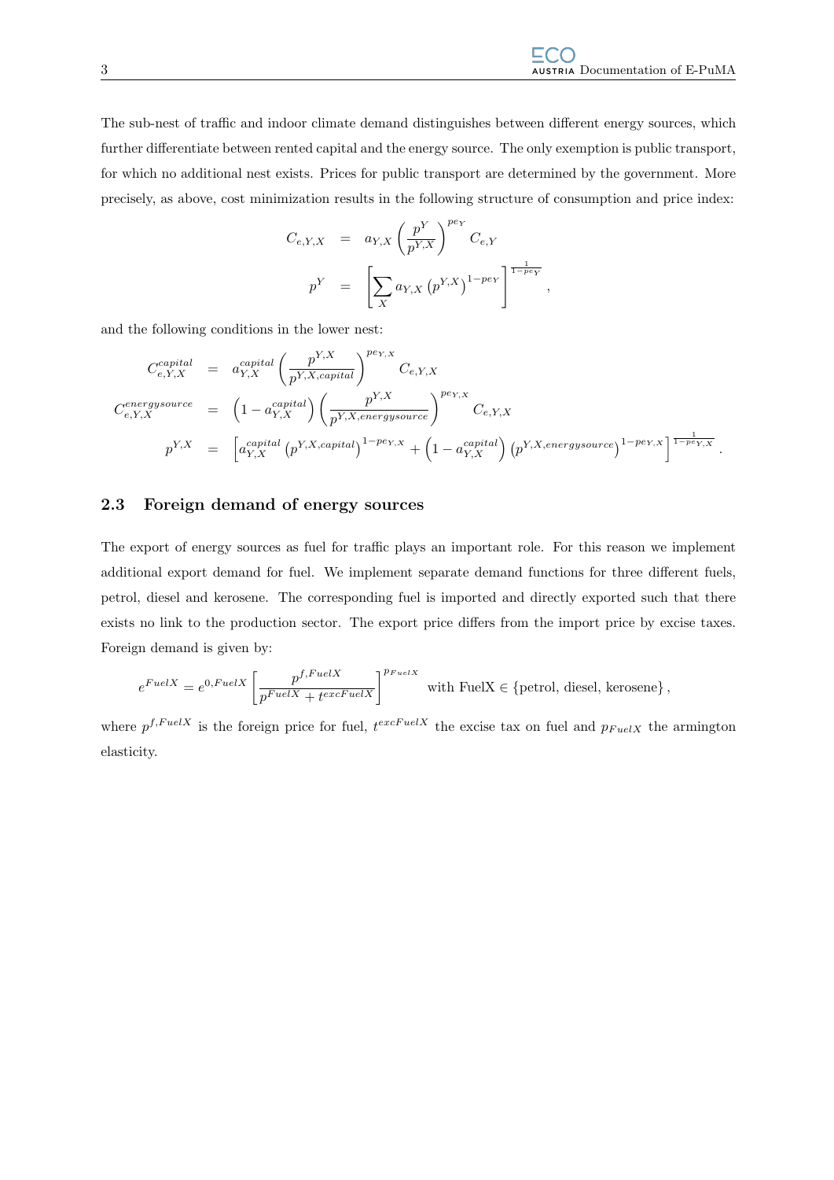The sub-nest of traffic and indoor climate demand distinguishes between different energy sources, which further differentiate between rented capital and the energy source. The only exemption is public transport, for which no additional nest exists. Prices for public transport are determined by the government. More precisely, as above, cost minimization results in the following structure of consumption and price index:

$$
\begin{aligned}
C_{e,Y,X} &= a_{Y,X} \left( \frac{p^Y}{p^{Y,X}} \right)^{pe_Y} C_{e,Y} \\
p^Y &= \left[ \sum_X a_{Y,X} \left( p^{Y,X} \right)^{1-pe_Y} \right]^{\frac{1}{1-pe_Y}},
\end{aligned}
$$

and the following conditions in the lower nest:

$$
\begin{aligned}
C^{capital}_{e,Y,X} &= a^{capital}_{Y,X} \left( \frac{p^{Y,X}}{p^{Y,X,capital}} \right)^{pe_{Y,X}} C_{e,Y,X} \\
C^{energysource}_{e,Y,X} &= \left(1 - a^{capital}_{Y,X}\right) \left( \frac{p^{Y,X}}{p^{Y,X,energysource}} \right)^{pe_{Y,X}} C_{e,Y,X} \\
p^{Y,X} &= \left[ a^{capital}_{Y,X} \left( p^{Y,X,capital} \right)^{1-pe_{Y,X}} + \left(1 - a^{capital}_{Y,X}\right) \left( p^{Y,X,energysource} \right)^{1-pe_{Y,X}} \right]^{\frac{1}{1-pe_{Y,X}}}.
\end{aligned}
$$

## 2.3 Foreign demand of energy sources

The export of energy sources as fuel for traffic plays an important role. For this reason we implement additional export demand for fuel. We implement separate demand functions for three different fuels, petrol, diesel and kerosene. The corresponding fuel is imported and directly exported such that there exists no link to the production sector. The export price differs from the import price by excise taxes. Foreign demand is given by:

$$
e^{FuelX} = e^{0,FuelX} \left[ \frac{p^{f,FuelX}}{p^{FuelX} + t^{excFuelX}} \right]^{p_{FuelX}} \quad \text{with FuelX} \in \{\text{petrol, diesel, kerosene}\},
$$

where $p^{f,FuelX}$ is the foreign price for fuel, $t^{excFuelX}$ the excise tax on fuel and $p_{FuelX}$ the armington elasticity.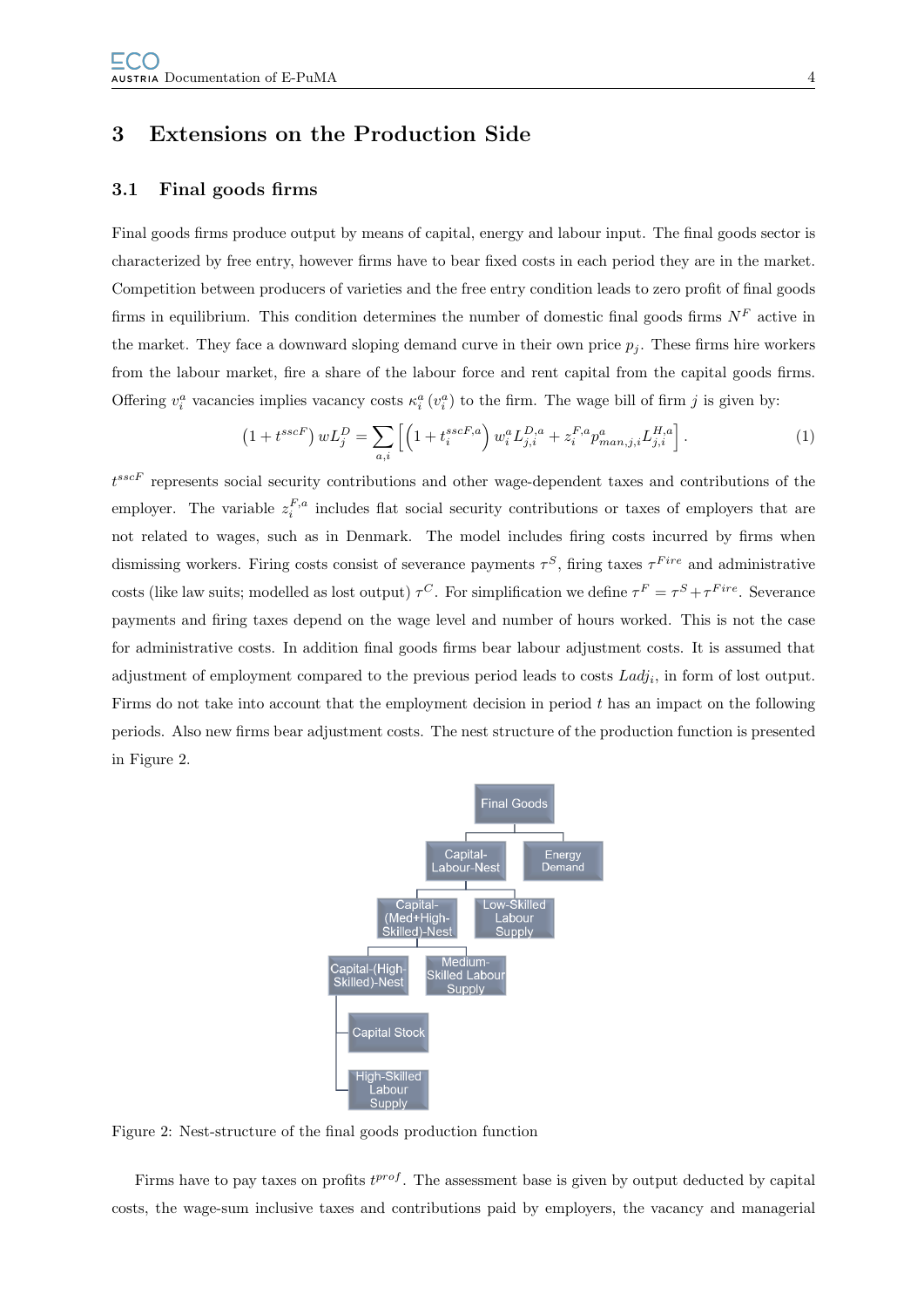## 3 Extensions on the Production Side

### 3.1 Final goods firms

Final goods firms produce output by means of capital, energy and labour input. The final goods sector is characterized by free entry, however firms have to bear fixed costs in each period they are in the market. Competition between producers of varieties and the free entry condition leads to zero profit of final goods firms in equilibrium. This condition determines the number of domestic final goods firms $N^F$ active in the market. They face a downward sloping demand curve in their own price $p_j$. These firms hire workers from the labour market, fire a share of the labour force and rent capital from the capital goods firms. Offering $v_i^a$ vacancies implies vacancy costs $\kappa_i^a(v_i^a)$ to the firm. The wage bill of firm $j$ is given by:

$$\left(1 + t^{sscF}\right) wL_j^D = \sum_{a,i} \left[ \left(1 + t_i^{sscF,a}\right) w_i^a L_{j,i}^{D,a} + z_i^{F,a} p_{man,j,i}^a L_{j,i}^{H,a} \right]. \quad (1)$$

$t^{sscF}$ represents social security contributions and other wage-dependent taxes and contributions of the employer. The variable $z_i^{F,a}$ includes flat social security contributions or taxes of employers that are not related to wages, such as in Denmark. The model includes firing costs incurred by firms when dismissing workers. Firing costs consist of severance payments $\tau^S$, firing taxes $\tau^{Fire}$ and administrative costs (like law suits; modelled as lost output) $\tau^C$. For simplification we define $\tau^F = \tau^S + \tau^{Fire}$. Severance payments and firing taxes depend on the wage level and number of hours worked. This is not the case for administrative costs. In addition final goods firms bear labour adjustment costs. It is assumed that adjustment of employment compared to the previous period leads to costs $Ladj_i$, in form of lost output. Firms do not take into account that the employment decision in period $t$ has an impact on the following periods. Also new firms bear adjustment costs. The nest structure of the production function is presented in Figure 2.

Final Goods
- Capital-Labour-Nest
  - Capital-(Med+High-Skilled)-Nest
    - Capital-(High-Skilled)-Nest
      - Capital Stock
      - High-Skilled Labour Supply
    - Medium-Skilled Labour Supply
  - Low-Skilled Labour Supply
- Energy Demand

Figure 2: Nest-structure of the final goods production function

Firms have to pay taxes on profits $t^{prof}$. The assessment base is given by output deducted by capital costs, the wage-sum inclusive taxes and contributions paid by employers, the vacancy and managerial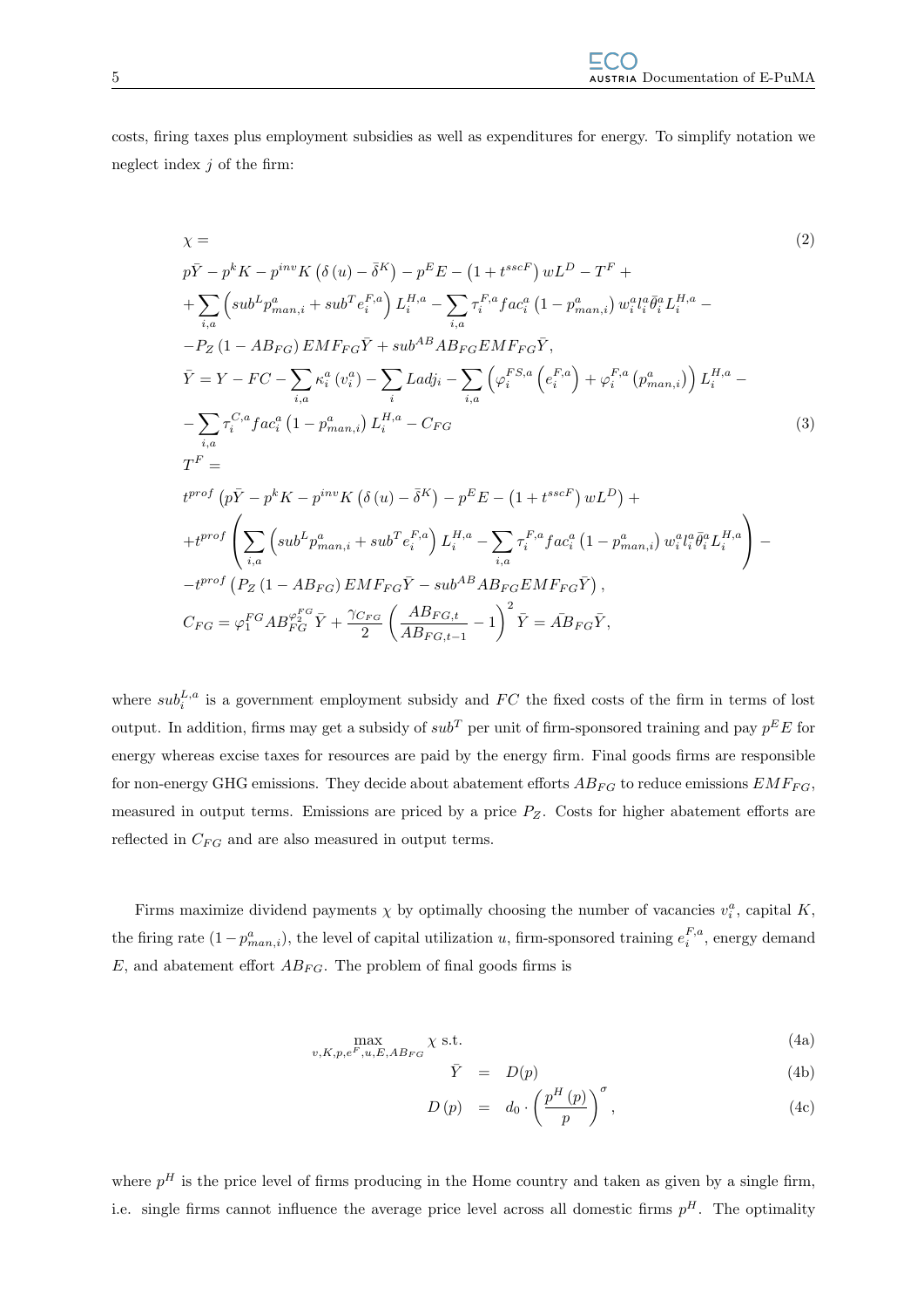costs, firing taxes plus employment subsidies as well as expenditures for energy. To simplify notation we neglect index $j$ of the firm:

$$
\begin{aligned}
&\chi = \qquad (2)\\
&p\bar{Y} - p^k K - p^{inv} K \left(\delta(u) - \bar{\delta}^K\right) - p^E E - \left(1 + t^{sscF}\right) w L^D - T^F + \\
&+ \sum_{i,a} \left( sub^L p^a_{man,i} + sub^T e_i^{F,a} \right) L_i^{H,a} - \sum_{i,a} \tau_i^{F,a} fac_i^a \left(1 - p^a_{man,i}\right) w_i^a l_i^a \bar{\theta}_i^a L_i^{H,a} - \\
&- P_Z \left(1 - AB_{FG}\right) EMF_{FG} \bar{Y} + sub^{AB} AB_{FG} EMF_{FG} \bar{Y}, \\
&\bar{Y} = Y - FC - \sum_{i,a} \kappa_i^a \left(v_i^a\right) - \sum_i Ladj_i - \sum_{i,a} \left( \varphi_i^{FS,a}\left(e_i^{F,a}\right) + \varphi_i^{F,a}\left(p^a_{man,i}\right) \right) L_i^{H,a} - \\
&- \sum_{i,a} \tau_i^{C,a} fac_i^a \left(1 - p^a_{man,i}\right) L_i^{H,a} - C_{FG} \qquad (3)\\
&T^F = \\
&t^{prof} \left( p\bar{Y} - p^k K - p^{inv} K \left(\delta(u) - \bar{\delta}^K\right) - p^E E - \left(1 + t^{sscF}\right) w L^D \right) + \\
&+ t^{prof} \left( \sum_{i,a} \left( sub^L p^a_{man,i} + sub^T e_i^{F,a} \right) L_i^{H,a} - \sum_{i,a} \tau_i^{F,a} fac_i^a \left(1 - p^a_{man}\right) w_i^a l_i^a \bar{\theta}_i^a L_i^{H,a} \right) - \\
&- t^{prof} \left( P_Z \left(1 - AB_{FG}\right) EMF_{FG} \bar{Y} - sub^{AB} AB_{FG} EMF_{FG} \bar{Y} \right), \\
&C_{FG} = \varphi_1^{FG} AB_{FG}^{\varphi_2^{FG}} \bar{Y} + \frac{\gamma_{C_{FG}}}{2} \left( \frac{AB_{FG,t}}{AB_{FG,t-1}} - 1 \right)^2 \bar{Y} = \bar{AB}_{FG} \bar{Y},
\end{aligned}
$$

where $sub_i^{L,a}$ is a government employment subsidy and $FC$ the fixed costs of the firm in terms of lost output. In addition, firms may get a subsidy of $sub^T$ per unit of firm-sponsored training and pay $p^E E$ for energy whereas excise taxes for resources are paid by the energy firm. Final goods firms are responsible for non-energy GHG emissions. They decide about abatement efforts $AB_{FG}$ to reduce emissions $EMF_{FG}$, measured in output terms. Emissions are priced by a price $P_Z$. Costs for higher abatement efforts are reflected in $C_{FG}$ and are also measured in output terms.

Firms maximize dividend payments $\chi$ by optimally choosing the number of vacancies $v_i^a$, capital $K$, the firing rate $(1 - p^a_{man,i})$, the level of capital utilization $u$, firm-sponsored training $e_i^{F,a}$, energy demand $E$, and abatement effort $AB_{FG}$. The problem of final goods firms is

$$
\max_{v,K,p,e^F,u,E,AB_{FG}} \chi \text{ s.t.} \qquad (4a)
$$

$$
\bar{Y} = D(p) \qquad (4b)
$$

$$
D(p) = d_0 \cdot \left( \frac{p^H(p)}{p} \right)^{\sigma}, \qquad (4c)
$$

where $p^H$ is the price level of firms producing in the Home country and taken as given by a single firm, i.e. single firms cannot influence the average price level across all domestic firms $p^H$. The optimality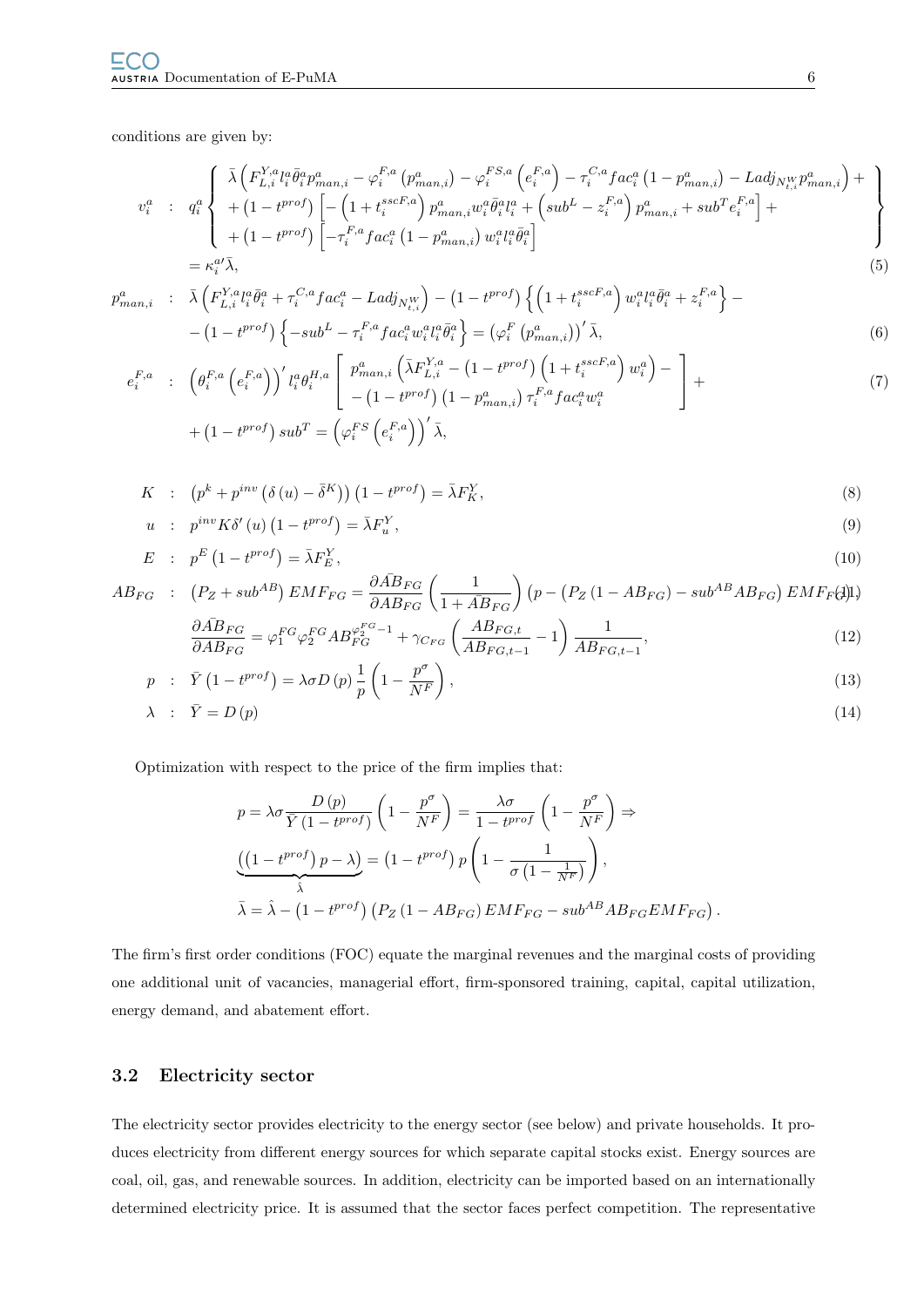conditions are given by:

$$
\begin{aligned}
v_i^a \quad &: \quad q_i^a \left\{ \begin{array}{l} \bar{\lambda}\left(F_{L,i}^{Y,a} l_i^a \bar{\theta}_i^a p_{man,i}^a - \varphi_i^{F,a}\left(p_{man,i}^a\right) - \varphi_i^{FS,a}\left(e_i^{F,a}\right) - \tau_i^{C,a} fac_i^a \left(1-p_{man,i}^a\right) - Ladj_{N_{t,i}^W} p_{man,i}^a\right) + \\ + \left(1-t^{prof}\right)\left[-\left(1+t_i^{sscF,a}\right) p_{man,i}^a w_i^a \bar{\theta}_i^a l_i^a + \left(sub^L - z_i^{F,a}\right) p_{man,i}^a + sub^T e_i^{F,a}\right] + \\ + \left(1-t^{prof}\right)\left[-\tau_i^{F,a} fac_i^a \left(1-p_{man,i}^a\right) w_i^a l_i^a \bar{\theta}_i^a\right] \end{array} \right\} \\
&= \kappa_i^{a\prime} \bar{\lambda}, \qquad (5)
\end{aligned}
$$

$$
\begin{aligned}
p_{man,i}^a \quad &: \quad \bar{\lambda}\left(F_{L,i}^{Y,a} l_i^a \bar{\theta}_i^a + \tau_i^{C,a} fac_i^a - Ladj_{N_{t,i}^W}\right) - \left(1-t^{prof}\right)\left\{\left(1+t_i^{sscF,a}\right) w_i^a l_i^a \bar{\theta}_i^a + z_i^{F,a}\right\} - \\
&- \left(1-t^{prof}\right)\left\{-sub^L - \tau_i^{F,a} fac_i^a w_i^a l_i^a \bar{\theta}_i^a\right\} = \left(\varphi_i^F\left(p_{man,i}^a\right)\right)' \bar{\lambda}, \qquad (6)
\end{aligned}
$$

$$
\begin{aligned}
e_i^{F,a} \quad &: \quad \left(\theta_i^{F,a}\left(e_i^{F,a}\right)\right)' l_i^a \theta_i^{H,a} \left[ \begin{array}{l} p_{man,i}^a \left(\bar{\lambda} F_{L,i}^{Y,a} - \left(1-t^{prof}\right)\left(1+t_i^{sscF,a}\right) w_i^a\right) - \\ - \left(1-t^{prof}\right)\left(1-p_{man,i}^a\right) \tau_i^{F,a} fac_i^a w_i^a \end{array} \right] + \qquad (7) \\
&+ \left(1-t^{prof}\right) sub^T = \left(\varphi_i^{FS}\left(e_i^{F,a}\right)\right)' \bar{\lambda},
\end{aligned}
$$

$$
\begin{aligned}
K \quad &: \quad \left(p^k + p^{inv}\left(\delta(u) - \bar{\delta}^K\right)\right)\left(1-t^{prof}\right) = \bar{\lambda} F_K^Y, \qquad (8) \\
u \quad &: \quad p^{inv} K \delta'(u) \left(1-t^{prof}\right) = \bar{\lambda} F_u^Y, \qquad (9) \\
E \quad &: \quad p^E \left(1-t^{prof}\right) = \bar{\lambda} F_E^Y, \qquad (10) \\
AB_{FG} \quad &: \quad \left(P_Z + sub^{AB}\right) EMF_{FG} = \frac{\partial \bar{AB}_{FG}}{\partial AB_{FG}} \left(\frac{1}{1+\bar{AB}_{FG}}\right)\left(p - \left(P_Z\left(1-AB_{FG}\right) - sub^{AB} AB_{FG}\right) EMF_{FG}\right), \qquad (11) \\
&\frac{\partial \bar{AB}_{FG}}{\partial AB_{FG}} = \varphi_1^{FG} \varphi_2^{FG} AB_{FG}^{\varphi_2^{FG}-1} + \gamma_{C_{FG}} \left(\frac{AB_{FG,t}}{AB_{FG,t-1}} - 1\right) \frac{1}{AB_{FG,t-1}}, \qquad (12) \\
p \quad &: \quad \bar{Y}\left(1-t^{prof}\right) = \lambda \sigma D(p) \frac{1}{p}\left(1 - \frac{p^\sigma}{N^F}\right), \qquad (13) \\
\lambda \quad &: \quad \bar{Y} = D(p) \qquad (14)
\end{aligned}
$$

Optimization with respect to the price of the firm implies that:

$$
\begin{aligned}
&p = \lambda \sigma \frac{D(p)}{\bar{Y}\left(1-t^{prof}\right)}\left(1 - \frac{p^\sigma}{N^F}\right) = \frac{\lambda \sigma}{1-t^{prof}}\left(1 - \frac{p^\sigma}{N^F}\right) \Rightarrow \\
&\underbrace{\left(\left(1-t^{prof}\right) p - \lambda\right)}_{\hat{\lambda}} = \left(1-t^{prof}\right) p \left(1 - \frac{1}{\sigma\left(1-\frac{1}{N^F}\right)}\right), \\
&\bar{\lambda} = \hat{\lambda} - \left(1-t^{prof}\right)\left(P_Z\left(1-AB_{FG}\right) EMF_{FG} - sub^{AB} AB_{FG} EMF_{FG}\right).
\end{aligned}
$$

The firm's first order conditions (FOC) equate the marginal revenues and the marginal costs of providing one additional unit of vacancies, managerial effort, firm-sponsored training, capital, capital utilization, energy demand, and abatement effort.

## 3.2 Electricity sector

The electricity sector provides electricity to the energy sector (see below) and private households. It produces electricity from different energy sources for which separate capital stocks exist. Energy sources are coal, oil, gas, and renewable sources. In addition, electricity can be imported based on an internationally determined electricity price. It is assumed that the sector faces perfect competition. The representative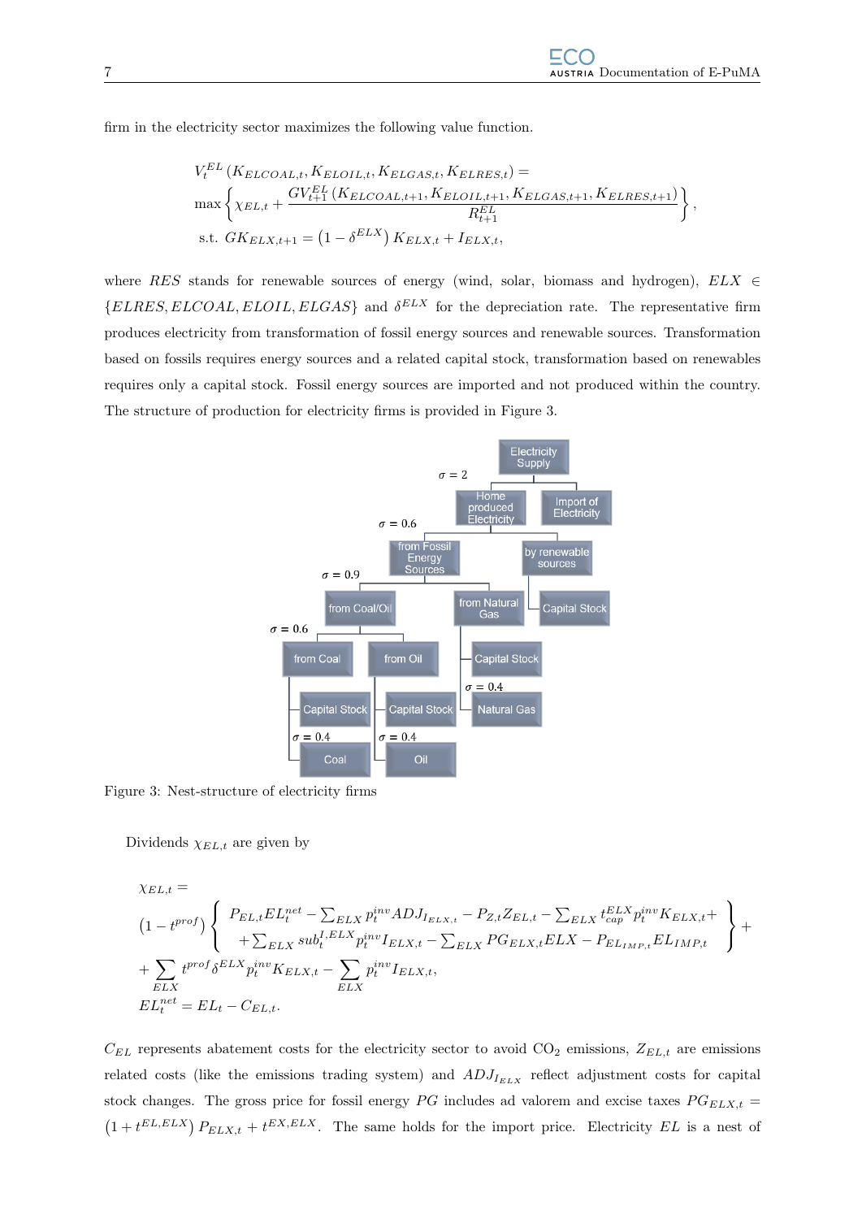firm in the electricity sector maximizes the following value function.

$$
\begin{aligned}
&V_t^{EL}\left(K_{ELCOAL,t}, K_{ELOIL,t}, K_{ELGAS,t}, K_{ELRES,t}\right) = \\
&\max\left\{\chi_{EL,t} + \frac{GV_{t+1}^{EL}\left(K_{ELCOAL,t+1}, K_{ELOIL,t+1}, K_{ELGAS,t+1}, K_{ELRES,t+1}\right)}{R_{t+1}^{EL}}\right\}, \\
&\text{s.t. } GK_{ELX,t+1} = \left(1-\delta^{ELX}\right)K_{ELX,t} + I_{ELX,t},
\end{aligned}
$$

where $RES$ stands for renewable sources of energy (wind, solar, biomass and hydrogen), $ELX \in \{ELRES, ELCOAL, ELOIL, ELGAS\}$ and $\delta^{ELX}$ for the depreciation rate. The representative firm produces electricity from transformation of fossil energy sources and renewable sources. Transformation based on fossils requires energy sources and a related capital stock, transformation based on renewables requires only a capital stock. Fossil energy sources are imported and not produced within the country. The structure of production for electricity firms is provided in Figure 3.

Figure 3: Nest-structure of electricity firms

Dividends $\chi_{EL,t}$ are given by

$$
\begin{aligned}
&\chi_{EL,t} = \\
&\left(1-t^{prof}\right)\left\{\begin{array}{l} P_{EL,t}EL_t^{net} - \sum_{ELX} p_t^{inv} ADJ_{I_{ELX,t}} - P_{Z,t}Z_{EL,t} - \sum_{ELX} t_{cap}^{ELX} p_t^{inv} K_{ELX,t} + \\ + \sum_{ELX} sub_t^{I,ELX} p_t^{inv} I_{ELX,t} - \sum_{ELX} PG_{ELX,t} ELX - P_{EL_{IMP,t}} EL_{IMP,t} \end{array}\right\} + \\
&+ \sum_{ELX} t^{prof}\delta^{ELX} p_t^{inv} K_{ELX,t} - \sum_{ELX} p_t^{inv} I_{ELX,t}, \\
&EL_t^{net} = EL_t - C_{EL,t}.
\end{aligned}
$$

$C_{EL}$ represents abatement costs for the electricity sector to avoid $CO_2$ emissions, $Z_{EL,t}$ are emissions related costs (like the emissions trading system) and $ADJ_{I_{ELX}}$ reflect adjustment costs for capital stock changes. The gross price for fossil energy $PG$ includes ad valorem and excise taxes $PG_{ELX,t} = \left(1+t^{EL,ELX}\right)P_{ELX,t} + t^{EX,ELX}$. The same holds for the import price. Electricity $EL$ is a nest of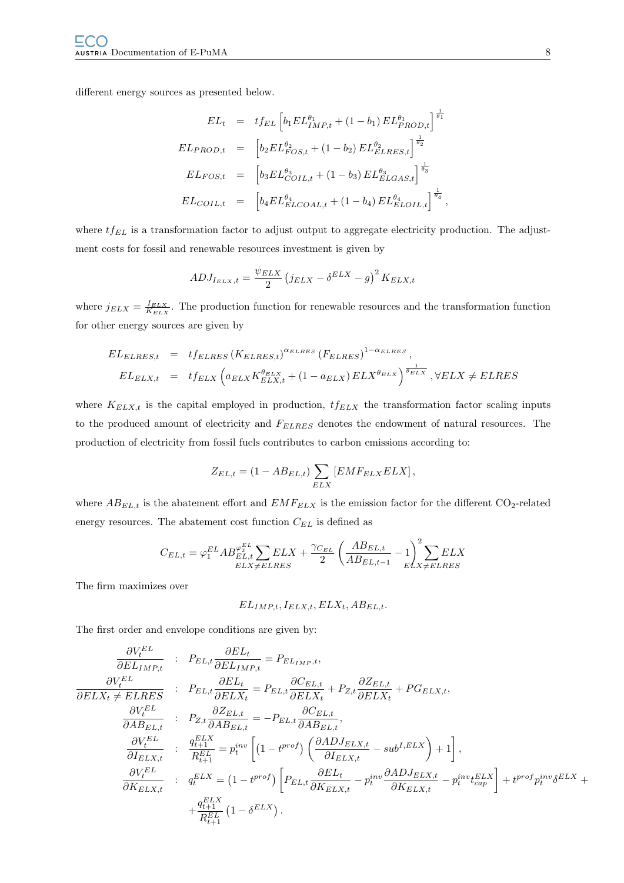different energy sources as presented below.

$$
\begin{aligned}
EL_t &= tf_{EL}\left[b_1 EL_{IMP,t}^{\theta_1} + (1-b_1)\, EL_{PROD,t}^{\theta_1}\right]^{\frac{1}{\theta_1}} \\
EL_{PROD,t} &= \left[b_2 EL_{FOS,t}^{\theta_2} + (1-b_2)\, EL_{ELRES,t}^{\theta_2}\right]^{\frac{1}{\theta_2}} \\
EL_{FOS,t} &= \left[b_3 EL_{COIL,t}^{\theta_3} + (1-b_3)\, EL_{ELGAS,t}^{\theta_3}\right]^{\frac{1}{\theta_3}} \\
EL_{COIL,t} &= \left[b_4 EL_{ELCOAL,t}^{\theta_4} + (1-b_4)\, EL_{ELOIL,t}^{\theta_4}\right]^{\frac{1}{\theta_4}},
\end{aligned}
$$

where $tf_{EL}$ is a transformation factor to adjust output to aggregate electricity production. The adjustment costs for fossil and renewable resources investment is given by

$$
ADJ_{I_{ELX},t} = \frac{\psi_{ELX}}{2}\left(j_{ELX} - \delta^{ELX} - g\right)^2 K_{ELX,t}
$$

where $j_{ELX} = \frac{I_{ELX}}{K_{ELX}}$. The production function for renewable resources and the transformation function for other energy sources are given by

$$
\begin{aligned}
EL_{ELRES,t} &= tf_{ELRES}\left(K_{ELRES,t}\right)^{\alpha_{ELRES}}\left(F_{ELRES}\right)^{1-\alpha_{ELRES}}, \\
EL_{ELX,t} &= tf_{ELX}\left(a_{ELX} K_{ELX,t}^{\theta_{ELX}} + (1-a_{ELX})\, ELX^{\theta_{ELX}}\right)^{\frac{1}{\theta_{ELX}}}, \forall ELX \neq ELRES
\end{aligned}
$$

where $K_{ELX,t}$ is the capital employed in production, $tf_{ELX}$ the transformation factor scaling inputs to the produced amount of electricity and $F_{ELRES}$ denotes the endowment of natural resources. The production of electricity from fossil fuels contributes to carbon emissions according to:

$$
Z_{EL,t} = (1 - AB_{EL,t}) \sum_{ELX} \left[EMF_{ELX} ELX\right],
$$

where $AB_{EL,t}$ is the abatement effort and $EMF_{ELX}$ is the emission factor for the different $CO_2$-related energy resources. The abatement cost function $C_{EL}$ is defined as

$$
C_{EL,t} = \varphi_1^{EL} AB_{EL,t}^{\varphi_2^{EL}} \sum_{ELX \neq ELRES} ELX + \frac{\gamma_{C_{EL}}}{2}\left(\frac{AB_{EL,t}}{AB_{EL,t-1}} - 1\right)^2 \sum_{ELX \neq ELRES} ELX
$$

The firm maximizes over

$$
EL_{IMP,t}, I_{ELX,t}, ELX_t, AB_{EL,t}.
$$

The first order and envelope conditions are given by:

$$
\begin{aligned}
\frac{\partial V_t^{EL}}{\partial EL_{IMP,t}} &: \quad P_{EL,t}\frac{\partial EL_t}{\partial EL_{IMP,t}} = P_{EL_{IMP},t}, \\
\frac{\partial V_t^{EL}}{\partial ELX_t \neq ELRES} &: \quad P_{EL,t}\frac{\partial EL_t}{\partial ELX_t} = P_{EL,t}\frac{\partial C_{EL,t}}{\partial ELX_t} + P_{Z,t}\frac{\partial Z_{EL,t}}{\partial ELX_t} + PG_{ELX,t}, \\
\frac{\partial V_t^{EL}}{\partial AB_{EL,t}} &: \quad P_{Z,t}\frac{\partial Z_{EL,t}}{\partial AB_{EL,t}} = -P_{EL,t}\frac{\partial C_{EL,t}}{\partial AB_{EL,t}}, \\
\frac{\partial V_t^{EL}}{\partial I_{ELX,t}} &: \quad \frac{q_{t+1}^{ELX}}{R_{t+1}^{EL}} = p_t^{inv}\left[\left(1 - t^{prof}\right)\left(\frac{\partial ADJ_{ELX,t}}{\partial I_{ELX,t}} - sub^{I,ELX}\right) + 1\right], \\
\frac{\partial V_t^{EL}}{\partial K_{ELX,t}} &: \quad q_t^{ELX} = \left(1 - t^{prof}\right)\left[P_{EL,t}\frac{\partial EL_t}{\partial K_{ELX,t}} - p_t^{inv}\frac{\partial ADJ_{ELX,t}}{\partial K_{ELX,t}} - p_t^{inv} t_{cap}^{ELX}\right] + t^{prof} p_t^{inv}\delta^{ELX} + \\
&\quad + \frac{q_{t+1}^{ELX}}{R_{t+1}^{EL}}\left(1 - \delta^{ELX}\right).
\end{aligned}
$$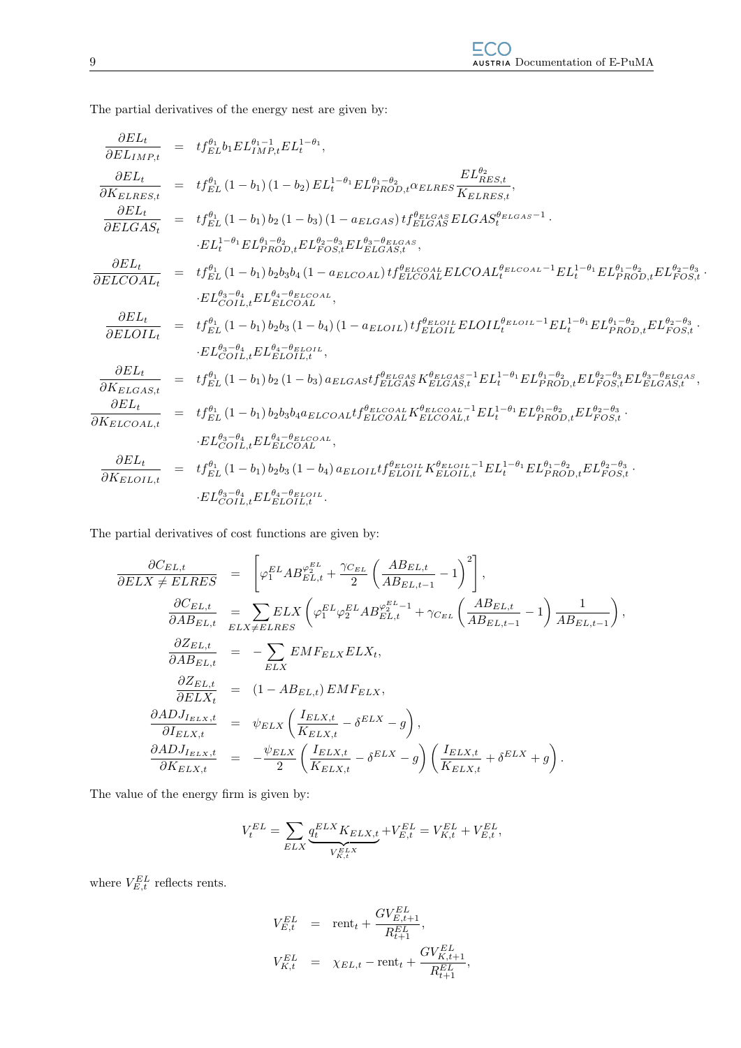The partial derivatives of the energy nest are given by:

$$
\begin{aligned}
\frac{\partial EL_t}{\partial EL_{IMP,t}} &= tf_{EL}^{\theta_1} b_1 EL_{IMP,t}^{\theta_1 - 1} EL_t^{1-\theta_1}, \\
\frac{\partial EL_t}{\partial K_{ELRES,t}} &= tf_{EL}^{\theta_1} (1-b_1)(1-b_2) EL_t^{1-\theta_1} EL_{PROD,t}^{\theta_1-\theta_2} \alpha_{ELRES} \frac{EL_{RES,t}^{\theta_2}}{K_{ELRES,t}}, \\
\frac{\partial EL_t}{\partial ELGAS_t} &= tf_{EL}^{\theta_1} (1-b_1) b_2 (1-b_3)(1-a_{ELGAS}) tf_{ELGAS}^{\theta_{ELGAS}} ELGAS_t^{\theta_{ELGAS}-1} \cdot \\
&\quad \cdot EL_t^{1-\theta_1} EL_{PROD,t}^{\theta_1-\theta_2} EL_{FOS,t}^{\theta_2-\theta_3} EL_{ELGAS,t}^{\theta_3-\theta_{ELGAS}}, \\
\frac{\partial EL_t}{\partial ELCOAL_t} &= tf_{EL}^{\theta_1} (1-b_1) b_2 b_3 b_4 (1-a_{ELCOAL}) tf_{ELCOAL}^{\theta_{ELCOAL}} ELCOAL_t^{\theta_{ELCOAL}-1} EL_t^{1-\theta_1} EL_{PROD,t}^{\theta_1-\theta_2} EL_{FOS,t}^{\theta_2-\theta_3} \cdot \\
&\quad \cdot EL_{COIL,t}^{\theta_3-\theta_4} EL_{ELCOAL}^{\theta_4-\theta_{ELCOAL}}, \\
\frac{\partial EL_t}{\partial ELOIL_t} &= tf_{EL}^{\theta_1} (1-b_1) b_2 b_3 (1-b_4)(1-a_{ELOIL}) tf_{ELOIL}^{\theta_{ELOIL}} ELOIL_t^{\theta_{ELOIL}-1} EL_t^{1-\theta_1} EL_{PROD,t}^{\theta_1-\theta_2} EL_{FOS,t}^{\theta_2-\theta_3} \cdot \\
&\quad \cdot EL_{COIL,t}^{\theta_3-\theta_4} EL_{ELOIL,t}^{\theta_4-\theta_{ELOIL}}, \\
\frac{\partial EL_t}{\partial K_{ELGAS,t}} &= tf_{EL}^{\theta_1} (1-b_1) b_2 (1-b_3) a_{ELGAS} tf_{ELGAS}^{\theta_{ELGAS}} K_{ELGAS,t}^{\theta_{ELGAS}-1} EL_t^{1-\theta_1} EL_{PROD,t}^{\theta_1-\theta_2} EL_{FOS,t}^{\theta_2-\theta_3} EL_{ELGAS,t}^{\theta_3-\theta_{ELGAS}}, \\
\frac{\partial EL_t}{\partial K_{ELCOAL,t}} &= tf_{EL}^{\theta_1} (1-b_1) b_2 b_3 b_4 a_{ELCOAL} tf_{ELCOAL}^{\theta_{ELCOAL}} K_{ELCOAL,t}^{\theta_{ELCOAL}-1} EL_t^{1-\theta_1} EL_{PROD,t}^{\theta_1-\theta_2} EL_{FOS,t}^{\theta_2-\theta_3} \cdot \\
&\quad \cdot EL_{COIL,t}^{\theta_3-\theta_4} EL_{ELCOAL}^{\theta_4-\theta_{ELCOAL}}, \\
\frac{\partial EL_t}{\partial K_{ELOIL,t}} &= tf_{EL}^{\theta_1} (1-b_1) b_2 b_3 (1-b_4) a_{ELOIL} tf_{ELOIL}^{\theta_{ELOIL}} K_{ELOIL,t}^{\theta_{ELOIL}-1} EL_t^{1-\theta_1} EL_{PROD,t}^{\theta_1-\theta_2} EL_{FOS,t}^{\theta_2-\theta_3} \cdot \\
&\quad \cdot EL_{COIL,t}^{\theta_3-\theta_4} EL_{ELOIL,t}^{\theta_4-\theta_{ELOIL}}.
\end{aligned}
$$

The partial derivatives of cost functions are given by:

$$
\begin{aligned}
\frac{\partial C_{EL,t}}{\partial ELX \neq ELRES} &= \left[ \varphi_1^{EL} AB_{EL,t}^{\varphi_2^{EL}} + \frac{\gamma_{C_{EL}}}{2} \left( \frac{AB_{EL,t}}{AB_{EL,t-1}} - 1 \right)^2 \right], \\
\frac{\partial C_{EL,t}}{\partial AB_{EL,t}} &= \sum_{ELX \neq ELRES} ELX \left( \varphi_1^{EL} \varphi_2^{EL} AB_{EL,t}^{\varphi_2^{EL}-1} + \gamma_{C_{EL}} \left( \frac{AB_{EL,t}}{AB_{EL,t-1}} - 1 \right) \frac{1}{AB_{EL,t-1}} \right), \\
\frac{\partial Z_{EL,t}}{\partial AB_{EL,t}} &= -\sum_{ELX} EMF_{ELX} ELX_t, \\
\frac{\partial Z_{EL,t}}{\partial ELX_t} &= (1 - AB_{EL,t}) EMF_{ELX}, \\
\frac{\partial ADJ_{I_{ELX},t}}{\partial I_{ELX,t}} &= \psi_{ELX} \left( \frac{I_{ELX,t}}{K_{ELX,t}} - \delta^{ELX} - g \right), \\
\frac{\partial ADJ_{I_{ELX},t}}{\partial K_{ELX,t}} &= -\frac{\psi_{ELX}}{2} \left( \frac{I_{ELX,t}}{K_{ELX,t}} - \delta^{ELX} - g \right) \left( \frac{I_{ELX,t}}{K_{ELX,t}} + \delta^{ELX} + g \right).
\end{aligned}
$$

The value of the energy firm is given by:

$$
V_t^{EL} = \sum_{ELX} \underbrace{q_t^{ELX} K_{ELX,t}}_{V_{K,t}^{ELX}} + V_{E,t}^{EL} = V_{K,t}^{EL} + V_{E,t}^{EL},
$$

where $V_{E,t}^{EL}$ reflects rents.

$$
\begin{aligned}
V_{E,t}^{EL} &= \text{rent}_t + \frac{G V_{E,t+1}^{EL}}{R_{t+1}^{EL}}, \\
V_{K,t}^{EL} &= \chi_{EL,t} - \text{rent}_t + \frac{G V_{K,t+1}^{EL}}{R_{t+1}^{EL}},
\end{aligned}
$$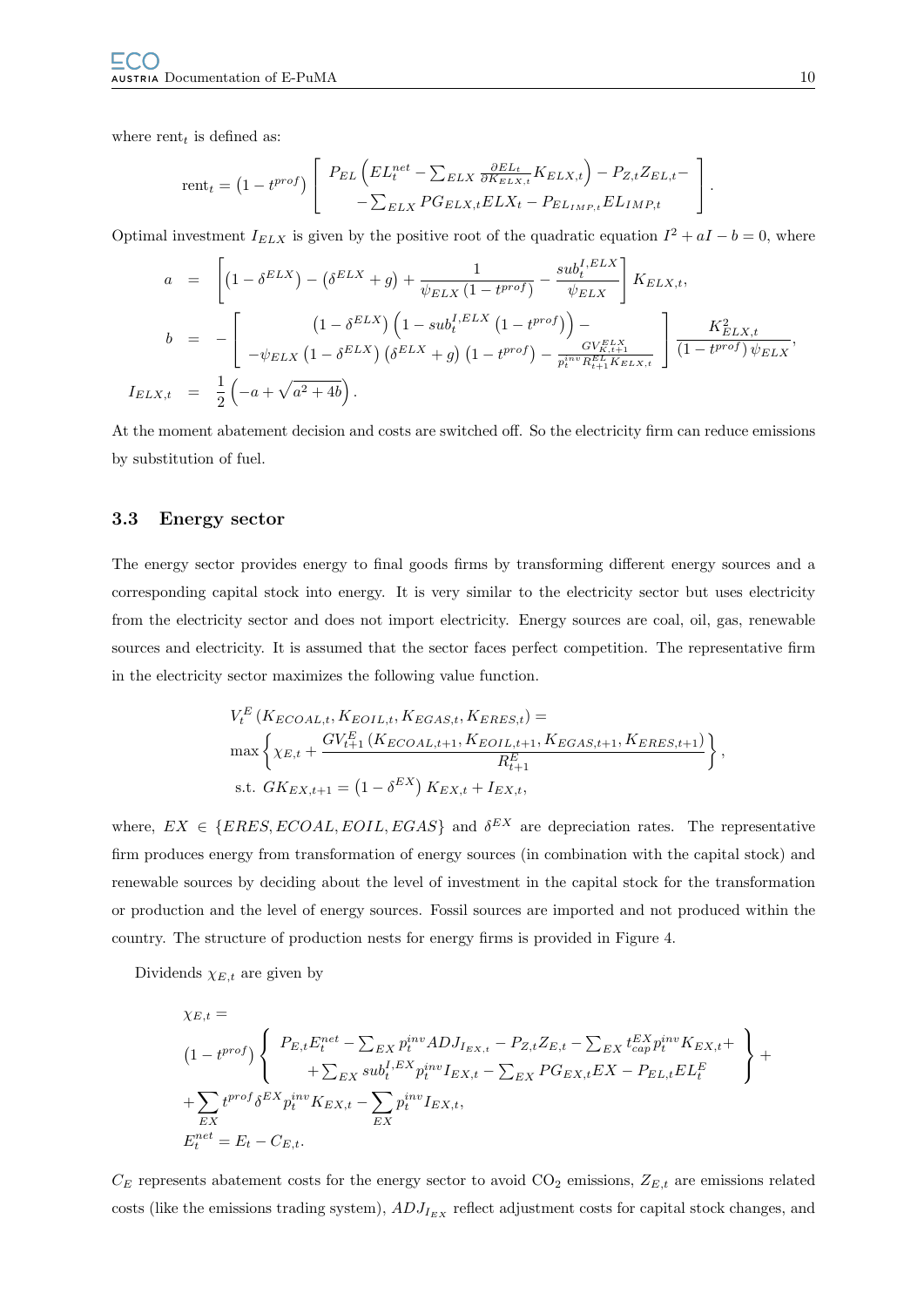where $\text{rent}_t$ is defined as:

$$\text{rent}_t = \left(1 - t^{prof}\right) \left[ \begin{array}{c} P_{EL}\left(EL_t^{net} - \sum_{ELX} \frac{\partial EL_t}{\partial K_{ELX,t}} K_{ELX,t}\right) - P_{Z,t} Z_{EL,t} - \\ - \sum_{ELX} PG_{ELX,t} ELX_t - P_{EL_{IMP,t}} EL_{IMP,t} \end{array} \right].$$

Optimal investment $I_{ELX}$ is given by the positive root of the quadratic equation $I^2 + aI - b = 0$, where

$$\begin{aligned}
a &= \left[ \left(1 - \delta^{ELX}\right) - \left(\delta^{ELX} + g\right) + \frac{1}{\psi_{ELX}\left(1 - t^{prof}\right)} - \frac{sub_t^{I,ELX}}{\psi_{ELX}} \right] K_{ELX,t}, \\
b &= - \left[ \begin{array}{c} \left(1 - \delta^{ELX}\right)\left(1 - sub_t^{I,ELX}\left(1 - t^{prof}\right)\right) - \\ -\psi_{ELX}\left(1 - \delta^{ELX}\right)\left(\delta^{ELX} + g\right)\left(1 - t^{prof}\right) - \frac{GV_{K,t+1}^{ELX}}{p_t^{inv} R_{t+1}^{EL} K_{ELX,t}} \end{array} \right] \frac{K_{ELX,t}^2}{\left(1 - t^{prof}\right)\psi_{ELX}}, \\
I_{ELX,t} &= \frac{1}{2}\left(-a + \sqrt{a^2 + 4b}\right).
\end{aligned}$$

At the moment abatement decision and costs are switched off. So the electricity firm can reduce emissions by substitution of fuel.

### 3.3 Energy sector

The energy sector provides energy to final goods firms by transforming different energy sources and a corresponding capital stock into energy. It is very similar to the electricity sector but uses electricity from the electricity sector and does not import electricity. Energy sources are coal, oil, gas, renewable sources and electricity. It is assumed that the sector faces perfect competition. The representative firm in the electricity sector maximizes the following value function.

$$\begin{aligned}
& V_t^E\left(K_{ECOAL,t}, K_{EOIL,t}, K_{EGAS,t}, K_{ERES,t}\right) = \\
& \max \left\{ \chi_{E,t} + \frac{GV_{t+1}^E\left(K_{ECOAL,t+1}, K_{EOIL,t+1}, K_{EGAS,t+1}, K_{ERES,t+1}\right)}{R_{t+1}^E} \right\}, \\
& \text{ s.t. } GK_{EX,t+1} = \left(1 - \delta^{EX}\right) K_{EX,t} + I_{EX,t},
\end{aligned}$$

where, $EX \in \{ERES, ECOAL, EOIL, EGAS\}$ and $\delta^{EX}$ are depreciation rates. The representative firm produces energy from transformation of energy sources (in combination with the capital stock) and renewable sources by deciding about the level of investment in the capital stock for the transformation or production and the level of energy sources. Fossil sources are imported and not produced within the country. The structure of production nests for energy firms is provided in Figure 4.

Dividends $\chi_{E,t}$ are given by

$$\begin{aligned}
& \chi_{E,t} = \\
& \left(1 - t^{prof}\right) \left\{ \begin{array}{c} P_{E,t} E_t^{net} - \sum_{EX} p_t^{inv} ADJ_{I_{EX,t}} - P_{Z,t} Z_{E,t} - \sum_{EX} t_{cap}^{EX} p_t^{inv} K_{EX,t} + \\ + \sum_{EX} sub_t^{I,EX} p_t^{inv} I_{EX,t} - \sum_{EX} PG_{EX,t} EX - P_{EL,t} EL_t^E \end{array} \right\} + \\
& + \sum_{EX} t^{prof} \delta^{EX} p_t^{inv} K_{EX,t} - \sum_{EX} p_t^{inv} I_{EX,t}, \\
& E_t^{net} = E_t - C_{E,t}.
\end{aligned}$$

$C_E$ represents abatement costs for the energy sector to avoid $CO_2$ emissions, $Z_{E,t}$ are emissions related costs (like the emissions trading system), $ADJ_{I_{EX}}$ reflect adjustment costs for capital stock changes, and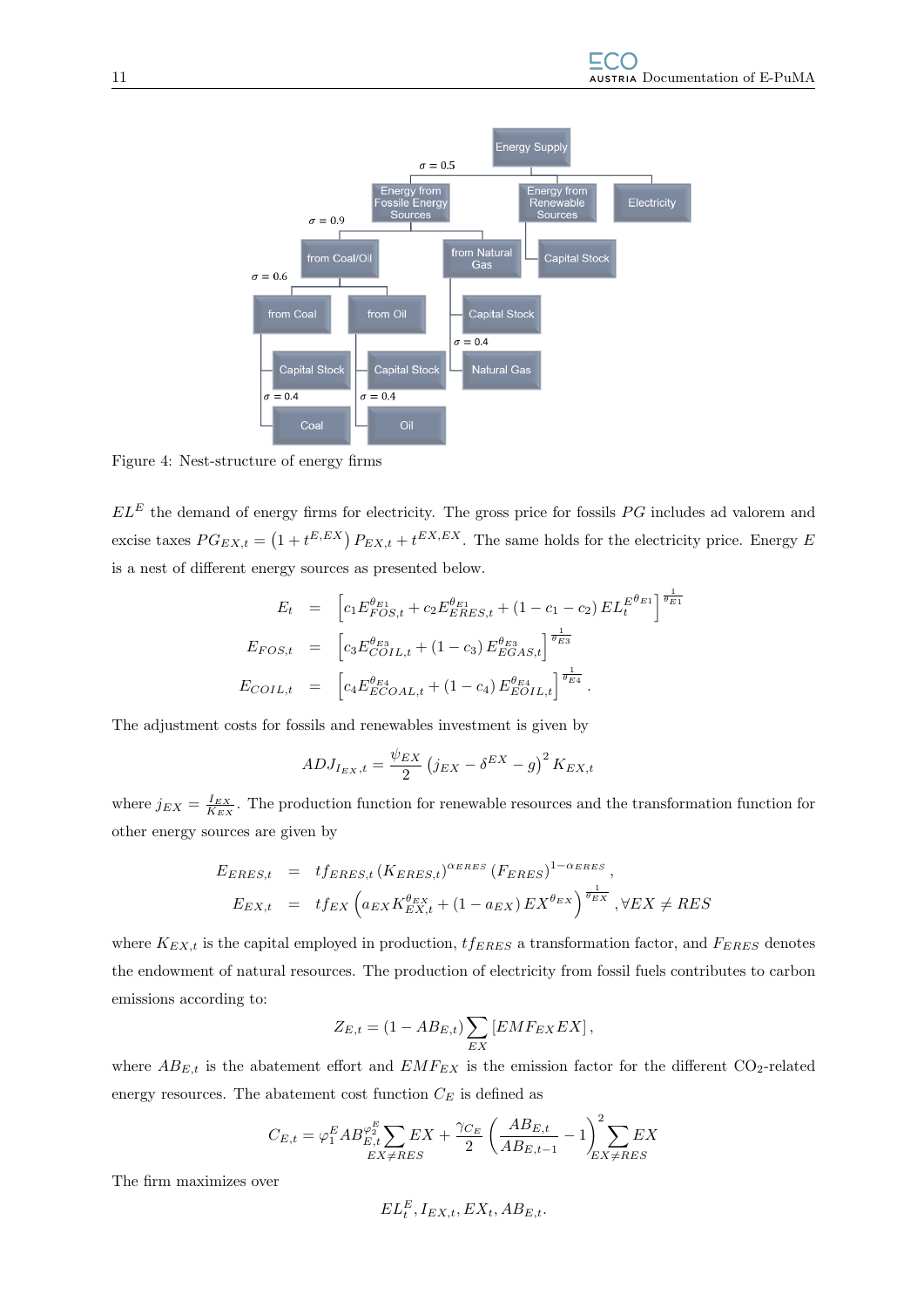Figure 4: Nest-structure of energy firms

$EL^E$ the demand of energy firms for electricity. The gross price for fossils $PG$ includes ad valorem and excise taxes $PG_{EX,t} = \left(1 + t^{E,EX}\right) P_{EX,t} + t^{EX,EX}$. The same holds for the electricity price. Energy $E$ is a nest of different energy sources as presented below.

$$
\begin{aligned}
E_t &= \left[c_1 E_{FOS,t}^{\theta_{E1}} + c_2 E_{ERES,t}^{\theta_{E1}} + (1 - c_1 - c_2)\, EL_t^{E^{\theta_{E1}}}\right]^{\frac{1}{\theta_{E1}}} \\
E_{FOS,t} &= \left[c_3 E_{COIL,t}^{\theta_{E3}} + (1 - c_3)\, E_{EGAS,t}^{\theta_{E3}}\right]^{\frac{1}{\theta_{E3}}} \\
E_{COIL,t} &= \left[c_4 E_{ECOAL,t}^{\theta_{E4}} + (1 - c_4)\, E_{EOIL,t}^{\theta_{E4}}\right]^{\frac{1}{\theta_{E4}}}.
\end{aligned}
$$

The adjustment costs for fossils and renewables investment is given by

$$
ADJ_{I_{EX},t} = \frac{\psi_{EX}}{2}\left(j_{EX} - \delta^{EX} - g\right)^2 K_{EX,t}
$$

where $j_{EX} = \frac{I_{EX}}{K_{EX}}$. The production function for renewable resources and the transformation function for other energy sources are given by

$$
\begin{aligned}
E_{ERES,t} &= tf_{ERES,t}\left(K_{ERES,t}\right)^{\alpha_{ERES}}\left(F_{ERES}\right)^{1-\alpha_{ERES}}, \\
E_{EX,t} &= tf_{EX}\left(a_{EX} K_{EX,t}^{\theta_{EX}} + (1 - a_{EX})\, EX^{\theta_{EX}}\right)^{\frac{1}{\theta_{EX}}}, \forall EX \neq RES
\end{aligned}
$$

where $K_{EX,t}$ is the capital employed in production, $tf_{ERES}$ a transformation factor, and $F_{ERES}$ denotes the endowment of natural resources. The production of electricity from fossil fuels contributes to carbon emissions according to:

$$
Z_{E,t} = (1 - AB_{E,t}) \sum_{EX} \left[EMF_{EX} EX\right],
$$

where $AB_{E,t}$ is the abatement effort and $EMF_{EX}$ is the emission factor for the different $CO_2$-related energy resources. The abatement cost function $C_E$ is defined as

$$
C_{E,t} = \varphi_1^E AB_{E,t}^{\varphi_2^E} \sum_{EX \neq RES} EX + \frac{\gamma_{C_E}}{2}\left(\frac{AB_{E,t}}{AB_{E,t-1}} - 1\right)^2 \sum_{EX \neq RES} EX
$$

The firm maximizes over

$$
EL_t^E, I_{EX,t}, EX_t, AB_{E,t}.
$$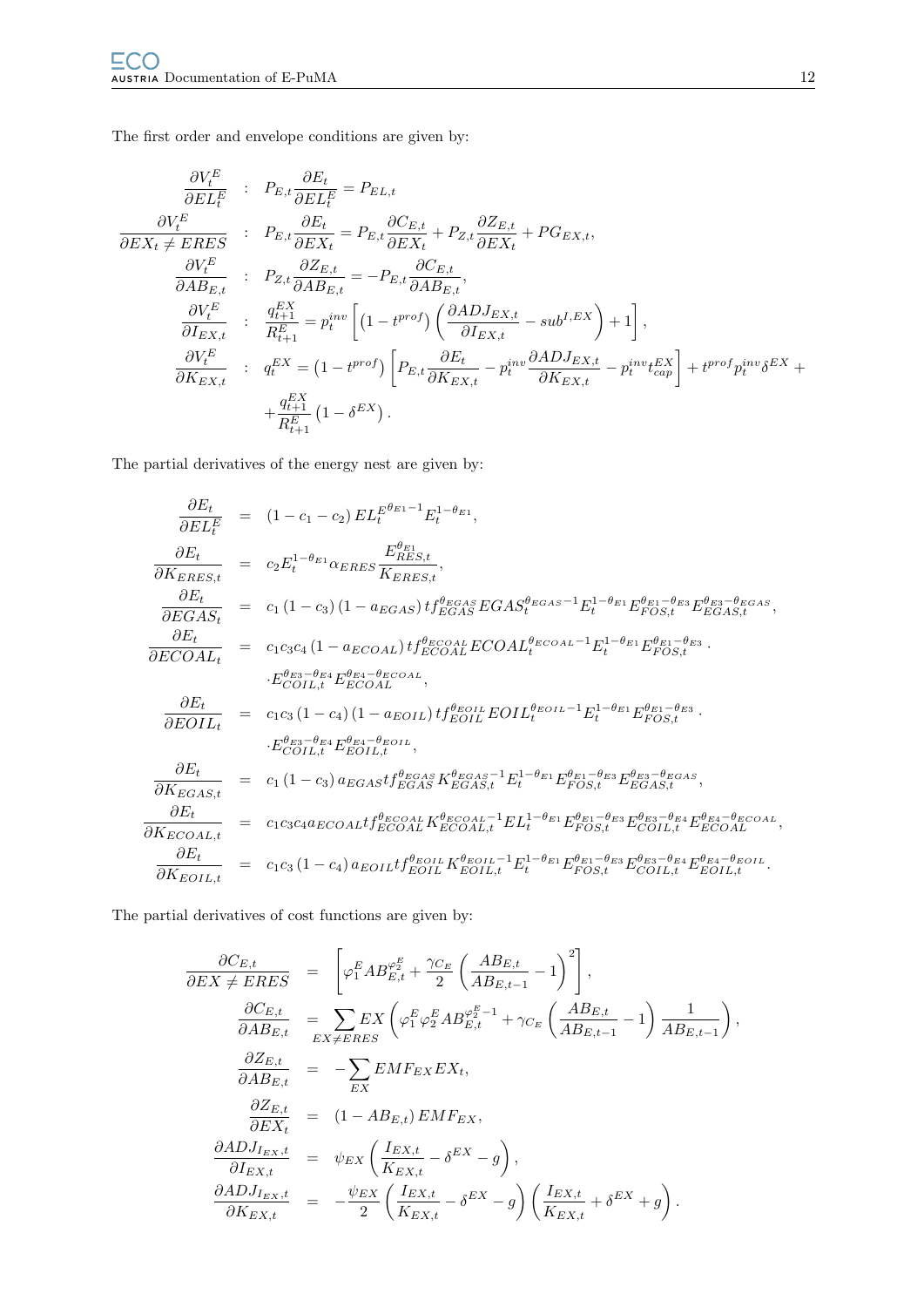The first order and envelope conditions are given by:

$$
\begin{aligned}
\frac{\partial V_t^E}{\partial EL_t^E} &: \quad P_{E,t}\frac{\partial E_t}{\partial EL_t^E} = P_{EL,t} \\
\frac{\partial V_t^E}{\partial EX_t \neq ERES} &: \quad P_{E,t}\frac{\partial E_t}{\partial EX_t} = P_{E,t}\frac{\partial C_{E,t}}{\partial EX_t} + P_{Z,t}\frac{\partial Z_{E,t}}{\partial EX_t} + PG_{EX,t}, \\
\frac{\partial V_t^E}{\partial AB_{E,t}} &: \quad P_{Z,t}\frac{\partial Z_{E,t}}{\partial AB_{E,t}} = -P_{E,t}\frac{\partial C_{E,t}}{\partial AB_{E,t}}, \\
\frac{\partial V_t^E}{\partial I_{EX,t}} &: \quad \frac{q_{t+1}^{EX}}{R_{t+1}^E} = p_t^{inv}\left[\left(1-t^{prof}\right)\left(\frac{\partial ADJ_{EX,t}}{\partial I_{EX,t}} - sub^{I,EX}\right) + 1\right], \\
\frac{\partial V_t^E}{\partial K_{EX,t}} &: \quad q_t^{EX} = \left(1-t^{prof}\right)\left[P_{E,t}\frac{\partial E_t}{\partial K_{EX,t}} - p_t^{inv}\frac{\partial ADJ_{EX,t}}{\partial K_{EX,t}} - p_t^{inv}t_{cap}^{EX}\right] + t^{prof}p_t^{inv}\delta^{EX} + \\
&\quad + \frac{q_{t+1}^{EX}}{R_{t+1}^E}\left(1-\delta^{EX}\right).
\end{aligned}
$$

The partial derivatives of the energy nest are given by:

$$
\begin{aligned}
\frac{\partial E_t}{\partial EL_t^E} &= (1-c_1-c_2)\,EL_t^{E^{\theta_{E1}-1}} E_t^{1-\theta_{E1}}, \\
\frac{\partial E_t}{\partial K_{ERES,t}} &= c_2 E_t^{1-\theta_{E1}}\alpha_{ERES}\frac{E_{RES,t}^{\theta_{E1}}}{K_{ERES,t}}, \\
\frac{\partial E_t}{\partial EGAS_t} &= c_1(1-c_3)(1-a_{EGAS})\,tf_{EGAS}^{\theta_{EGAS}} EGAS_t^{\theta_{EGAS}-1} E_t^{1-\theta_{E1}} E_{FOS,t}^{\theta_{E1}-\theta_{E3}} E_{EGAS,t}^{\theta_{E3}-\theta_{EGAS}}, \\
\frac{\partial E_t}{\partial ECOAL_t} &= c_1c_3c_4(1-a_{ECOAL})\,tf_{ECOAL}^{\theta_{ECOAL}} ECOAL_t^{\theta_{ECOAL}-1} E_t^{1-\theta_{E1}} E_{FOS,t}^{\theta_{E1}-\theta_{E3}}\cdot \\
&\quad \cdot E_{COIL,t}^{\theta_{E3}-\theta_{E4}} E_{ECOAL}^{\theta_{E4}-\theta_{ECOAL}}, \\
\frac{\partial E_t}{\partial EOIL_t} &= c_1c_3(1-c_4)(1-a_{EOIL})\,tf_{EOIL}^{\theta_{EOIL}} EOIL_t^{\theta_{EOIL}-1} E_t^{1-\theta_{E1}} E_{FOS,t}^{\theta_{E1}-\theta_{E3}}\cdot \\
&\quad \cdot E_{COIL,t}^{\theta_{E3}-\theta_{E4}} E_{EOIL,t}^{\theta_{E4}-\theta_{EOIL}}, \\
\frac{\partial E_t}{\partial K_{EGAS,t}} &= c_1(1-c_3)\,a_{EGAS} tf_{EGAS}^{\theta_{EGAS}} K_{EGAS,t}^{\theta_{EGAS}-1} E_t^{1-\theta_{E1}} E_{FOS,t}^{\theta_{E1}-\theta_{E3}} E_{EGAS,t}^{\theta_{E3}-\theta_{EGAS}}, \\
\frac{\partial E_t}{\partial K_{ECOAL,t}} &= c_1c_3c_4a_{ECOAL} tf_{ECOAL}^{\theta_{ECOAL}} K_{ECOAL,t}^{\theta_{ECOAL}-1} EL_t^{1-\theta_{E1}} E_{FOS,t}^{\theta_{E1}-\theta_{E3}} E_{COIL,t}^{\theta_{E3}-\theta_{E4}} E_{ECOAL}^{\theta_{E4}-\theta_{ECOAL}}, \\
\frac{\partial E_t}{\partial K_{EOIL,t}} &= c_1c_3(1-c_4)\,a_{EOIL} tf_{EOIL}^{\theta_{EOIL}} K_{EOIL,t}^{\theta_{EOIL}-1} E_t^{1-\theta_{E1}} E_{FOS,t}^{\theta_{E1}-\theta_{E3}} E_{COIL,t}^{\theta_{E3}-\theta_{E4}} E_{EOIL,t}^{\theta_{E4}-\theta_{EOIL}}.
\end{aligned}
$$

The partial derivatives of cost functions are given by:

$$
\begin{aligned}
\frac{\partial C_{E,t}}{\partial EX \neq ERES} &= \left[\varphi_1^E AB_{E,t}^{\varphi_2^E} + \frac{\gamma_{C_E}}{2}\left(\frac{AB_{E,t}}{AB_{E,t-1}} - 1\right)^2\right], \\
\frac{\partial C_{E,t}}{\partial AB_{E,t}} &= \sum_{EX\neq ERES} EX\left(\varphi_1^E\varphi_2^E AB_{E,t}^{\varphi_2^E-1} + \gamma_{C_E}\left(\frac{AB_{E,t}}{AB_{E,t-1}} - 1\right)\frac{1}{AB_{E,t-1}}\right), \\
\frac{\partial Z_{E,t}}{\partial AB_{E,t}} &= -\sum_{EX} EMF_{EX}EX_t, \\
\frac{\partial Z_{E,t}}{\partial EX_t} &= \left(1 - AB_{E,t}\right)EMF_{EX}, \\
\frac{\partial ADJ_{I_{EX},t}}{\partial I_{EX,t}} &= \psi_{EX}\left(\frac{I_{EX,t}}{K_{EX,t}} - \delta^{EX} - g\right), \\
\frac{\partial ADJ_{I_{EX},t}}{\partial K_{EX,t}} &= -\frac{\psi_{EX}}{2}\left(\frac{I_{EX,t}}{K_{EX,t}} - \delta^{EX} - g\right)\left(\frac{I_{EX,t}}{K_{EX,t}} + \delta^{EX} + g\right).
\end{aligned}
$$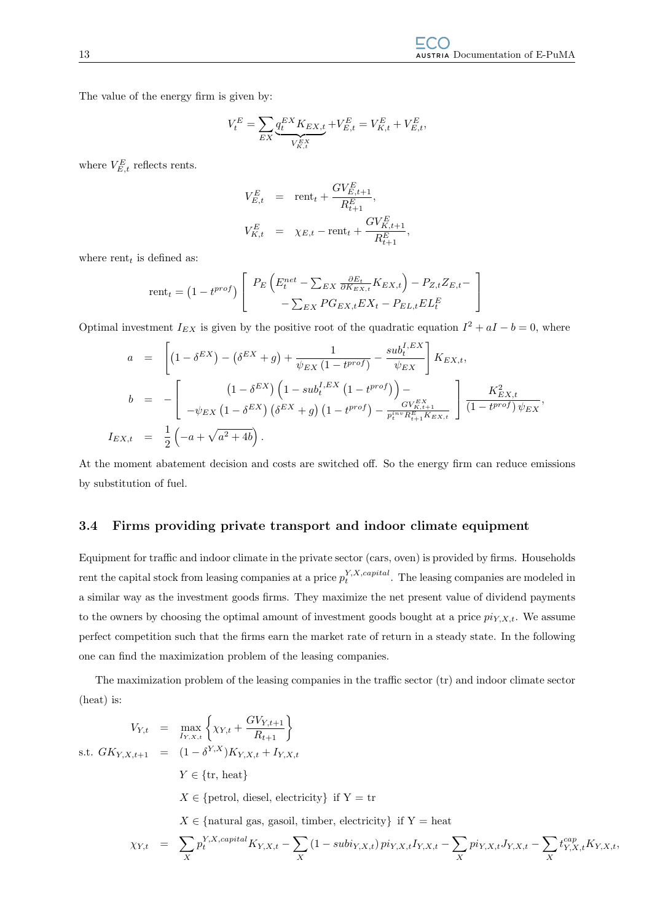The value of the energy firm is given by:

$$V_t^E = \sum_{EX} \underbrace{q_t^{EX} K_{EX,t}}_{V_{K,t}^{EX}} + V_{E,t}^E = V_{K,t}^E + V_{E,t}^E,$$

where $V_{E,t}^E$ reflects rents.

$$\begin{aligned} V_{E,t}^E &= \text{rent}_t + \frac{GV_{E,t+1}^E}{R_{t+1}^E}, \\ V_{K,t}^E &= \chi_{E,t} - \text{rent}_t + \frac{GV_{K,t+1}^E}{R_{t+1}^E}, \end{aligned}$$

where $\text{rent}_t$ is defined as:

$$\text{rent}_t = \left(1 - t^{prof}\right) \left[ \begin{array}{c} P_E \left( E_t^{net} - \sum_{EX} \frac{\partial E_t}{\partial K_{EX,t}} K_{EX,t} \right) - P_{Z,t} Z_{E,t} - \\ - \sum_{EX} PG_{EX,t} EX_t - P_{EL,t} EL_t^E \end{array} \right]$$

Optimal investment $I_{EX}$ is given by the positive root of the quadratic equation $I^2 + aI - b = 0$, where

$$\begin{aligned} a &= \left[ \left(1 - \delta^{EX}\right) - \left(\delta^{EX} + g\right) + \frac{1}{\psi_{EX}\left(1 - t^{prof}\right)} - \frac{sub_t^{I,EX}}{\psi_{EX}} \right] K_{EX,t}, \\ b &= - \left[ \begin{array}{c} \left(1 - \delta^{EX}\right) \left(1 - sub_t^{I,EX} \left(1 - t^{prof}\right)\right) - \\ - \psi_{EX} \left(1 - \delta^{EX}\right) \left(\delta^{EX} + g\right) \left(1 - t^{prof}\right) - \frac{GV_{K,t+1}^{EX}}{p_t^{inv} R_{t+1}^E K_{EX,t}} \end{array} \right] \frac{K_{EX,t}^2}{\left(1 - t^{prof}\right) \psi_{EX}}, \\ I_{EX,t} &= \frac{1}{2} \left( -a + \sqrt{a^2 + 4b} \right). \end{aligned}$$

At the moment abatement decision and costs are switched off. So the energy firm can reduce emissions by substitution of fuel.

## 3.4 Firms providing private transport and indoor climate equipment

Equipment for traffic and indoor climate in the private sector (cars, oven) is provided by firms. Households rent the capital stock from leasing companies at a price $p_t^{Y,X,capital}$. The leasing companies are modeled in a similar way as the investment goods firms. They maximize the net present value of dividend payments to the owners by choosing the optimal amount of investment goods bought at a price $pi_{Y,X,t}$. We assume perfect competition such that the firms earn the market rate of return in a steady state. In the following one can find the maximization problem of the leasing companies.

The maximization problem of the leasing companies in the traffic sector (tr) and indoor climate sector (heat) is:

$$\begin{aligned} V_{Y,t} &= \max_{I_{Y,X,t}} \left\{ \chi_{Y,t} + \frac{GV_{Y,t+1}}{R_{t+1}} \right\} \\ \text{s.t. } GK_{Y,X,t+1} &= (1 - \delta^{Y,X}) K_{Y,X,t} + I_{Y,X,t} \\ & \quad Y \in \{\text{tr, heat}\} \\ & \quad X \in \{\text{petrol, diesel, electricity}\} \text{ if Y = tr} \\ & \quad X \in \{\text{natural gas, gasoil, timber, electricity}\} \text{ if Y = heat} \\ \chi_{Y,t} &= \sum_X p_t^{Y,X,capital} K_{Y,X,t} - \sum_X \left(1 - subi_{Y,X,t}\right) pi_{Y,X,t} I_{Y,X,t} - \sum_X pi_{Y,X,t} J_{Y,X,t} - \sum_X t_{Y,X,t}^{cap} K_{Y,X,t}, \end{aligned}$$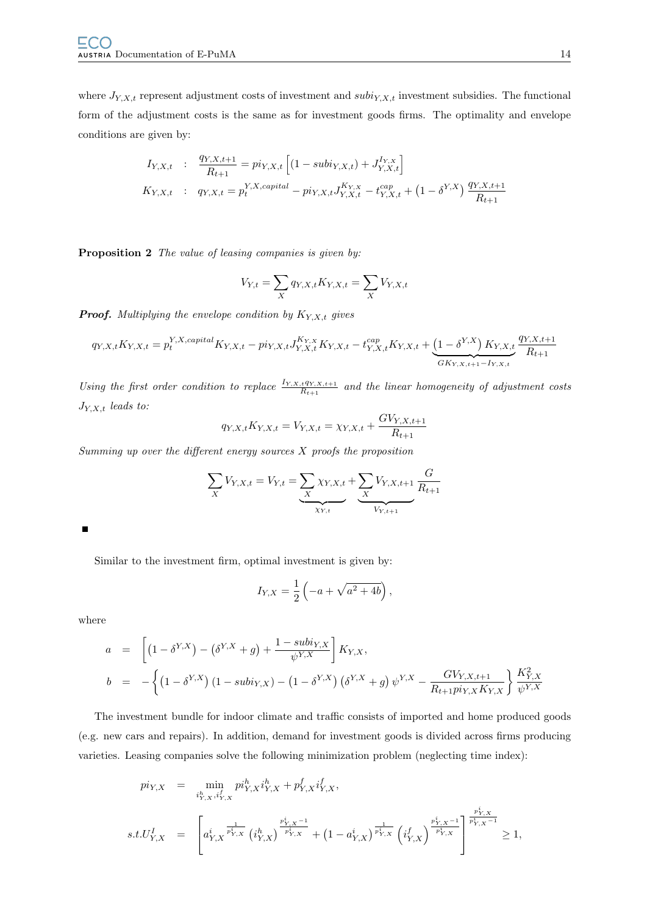where $J_{Y,X,t}$ represent adjustment costs of investment and $subi_{Y,X,t}$ investment subsidies. The functional form of the adjustment costs is the same as for investment goods firms. The optimality and envelope conditions are given by:

$$
\begin{aligned}
I_{Y,X,t} \quad &: \quad \frac{q_{Y,X,t+1}}{R_{t+1}} = pi_{Y,X,t}\left[(1 - subi_{Y,X,t}) + J^{I_{Y,X}}_{Y,X,t}\right] \\
K_{Y,X,t} \quad &: \quad q_{Y,X,t} = p^{Y,X,capital}_t - pi_{Y,X,t}J^{K_{Y,X}}_{Y,X,t} - t^{cap}_{Y,X,t} + \left(1 - \delta^{Y,X}\right)\frac{q_{Y,X,t+1}}{R_{t+1}}
\end{aligned}
$$

**Proposition 2** *The value of leasing companies is given by:*

$$
V_{Y,t} = \sum_X q_{Y,X,t}K_{Y,X,t} = \sum_X V_{Y,X,t}
$$

***Proof.*** *Multiplying the envelope condition by $K_{Y,X,t}$ gives*

$$
q_{Y,X,t}K_{Y,X,t} = p^{Y,X,capital}_t K_{Y,X,t} - pi_{Y,X,t}J^{K_{Y,X}}_{Y,X,t}K_{Y,X,t} - t^{cap}_{Y,X,t}K_{Y,X,t} + \underbrace{\left(1 - \delta^{Y,X}\right)K_{Y,X,t}}_{GK_{Y,X,t+1}-I_{Y,X,t}}\frac{q_{Y,X,t+1}}{R_{t+1}}
$$

*Using the first order condition to replace $\frac{I_{Y,X,t}q_{Y,X,t+1}}{R_{t+1}}$ and the linear homogeneity of adjustment costs $J_{Y,X,t}$ leads to:*

$$
q_{Y,X,t}K_{Y,X,t} = V_{Y,X,t} = \chi_{Y,X,t} + \frac{GV_{Y,X,t+1}}{R_{t+1}}
$$

*Summing up over the different energy sources $X$ proofs the proposition*

$$
\sum_X V_{Y,X,t} = V_{Y,t} = \underbrace{\sum_X \chi_{Y,X,t}}_{\chi_{Y,t}} + \underbrace{\sum_X V_{Y,X,t+1}}_{V_{Y,t+1}}\frac{G}{R_{t+1}}
$$

■

Similar to the investment firm, optimal investment is given by:

$$
I_{Y,X} = \frac{1}{2}\left(-a + \sqrt{a^2 + 4b}\right),
$$

where

$$
\begin{aligned}
a &= \left[\left(1 - \delta^{Y,X}\right) - \left(\delta^{Y,X} + g\right) + \frac{1 - subi_{Y,X}}{\psi^{Y,X}}\right]K_{Y,X}, \\
b &= -\left\{\left(1 - \delta^{Y,X}\right)(1 - subi_{Y,X}) - \left(1 - \delta^{Y,X}\right)\left(\delta^{Y,X} + g\right)\psi^{Y,X} - \frac{GV_{Y,X,t+1}}{R_{t+1}pi_{Y,X}K_{Y,X}}\right\}\frac{K^2_{Y,X}}{\psi^{Y,X}}
\end{aligned}
$$

The investment bundle for indoor climate and traffic consists of imported and home produced goods (e.g. new cars and repairs). In addition, demand for investment goods is divided across firms producing varieties. Leasing companies solve the following minimization problem (neglecting time index):

$$
\begin{aligned}
pi_{Y,X} &= \min_{i^h_{Y,X}, i^f_{Y,X}} pi^h_{Y,X}i^h_{Y,X} + p^f_{Y,X}i^f_{Y,X}, \\
s.t. U^I_{Y,X} &= \left[{a^i_{Y,X}}^{\frac{1}{p^i_{Y,X}}}\left(i^h_{Y,X}\right)^{\frac{p^i_{Y,X}-1}{p^i_{Y,X}}} + \left(1 - a^i_{Y,X}\right)^{\frac{1}{p^i_{Y,X}}}\left(i^f_{Y,X}\right)^{\frac{p^i_{Y,X}-1}{p^i_{Y,X}}}\right]^{\frac{p^i_{Y,X}}{p^i_{Y,X}-1}} \geq 1,
\end{aligned}
$$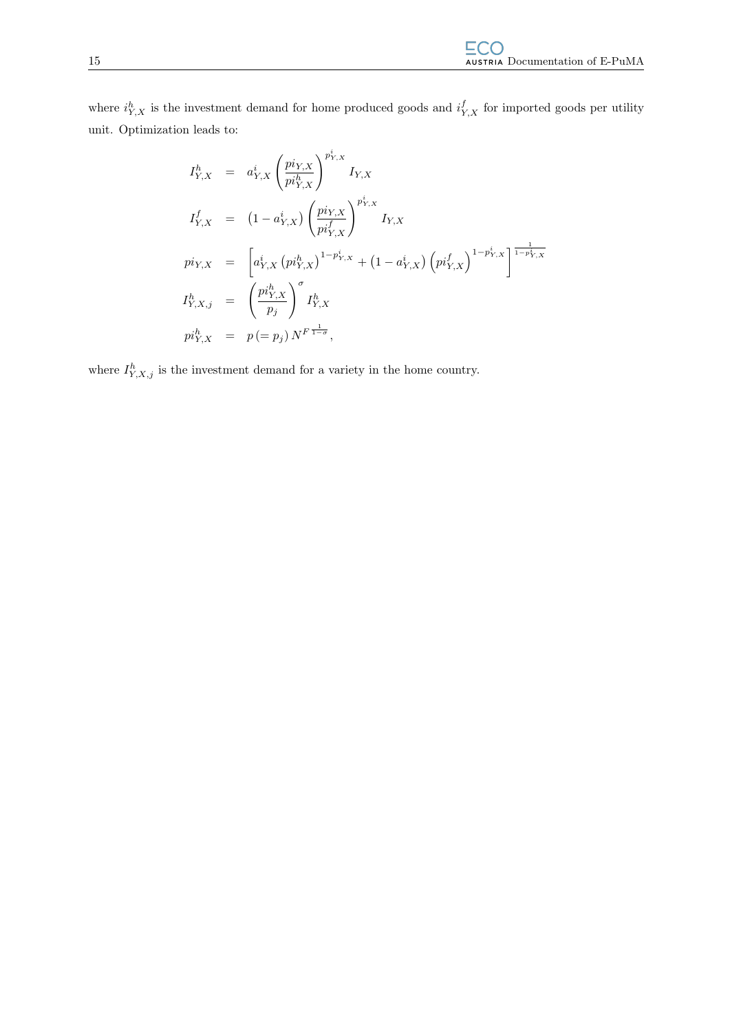where $i_{Y,X}^{h}$ is the investment demand for home produced goods and $i_{Y,X}^{f}$ for imported goods per utility unit. Optimization leads to:

$$
\begin{aligned}
I_{Y,X}^{h} &= a_{Y,X}^{i}\left(\frac{pi_{Y,X}}{pi_{Y,X}^{h}}\right)^{p_{Y,X}^{i}} I_{Y,X} \\
I_{Y,X}^{f} &= \left(1-a_{Y,X}^{i}\right)\left(\frac{pi_{Y,X}}{pi_{Y,X}^{f}}\right)^{p_{Y,X}^{i}} I_{Y,X} \\
pi_{Y,X} &= \left[a_{Y,X}^{i}\left(pi_{Y,X}^{h}\right)^{1-p_{Y,X}^{i}} + \left(1-a_{Y,X}^{i}\right)\left(pi_{Y,X}^{f}\right)^{1-p_{Y,X}^{i}}\right]^{\frac{1}{1-p_{Y,X}^{i}}} \\
I_{Y,X,j}^{h} &= \left(\frac{pi_{Y,X}^{h}}{p_{j}}\right)^{\sigma} I_{Y,X}^{h} \\
pi_{Y,X}^{h} &= p\left(=p_{j}\right) N^{F^{\frac{1}{1-\sigma}}},
\end{aligned}
$$

where $I_{Y,X,j}^{h}$ is the investment demand for a variety in the home country.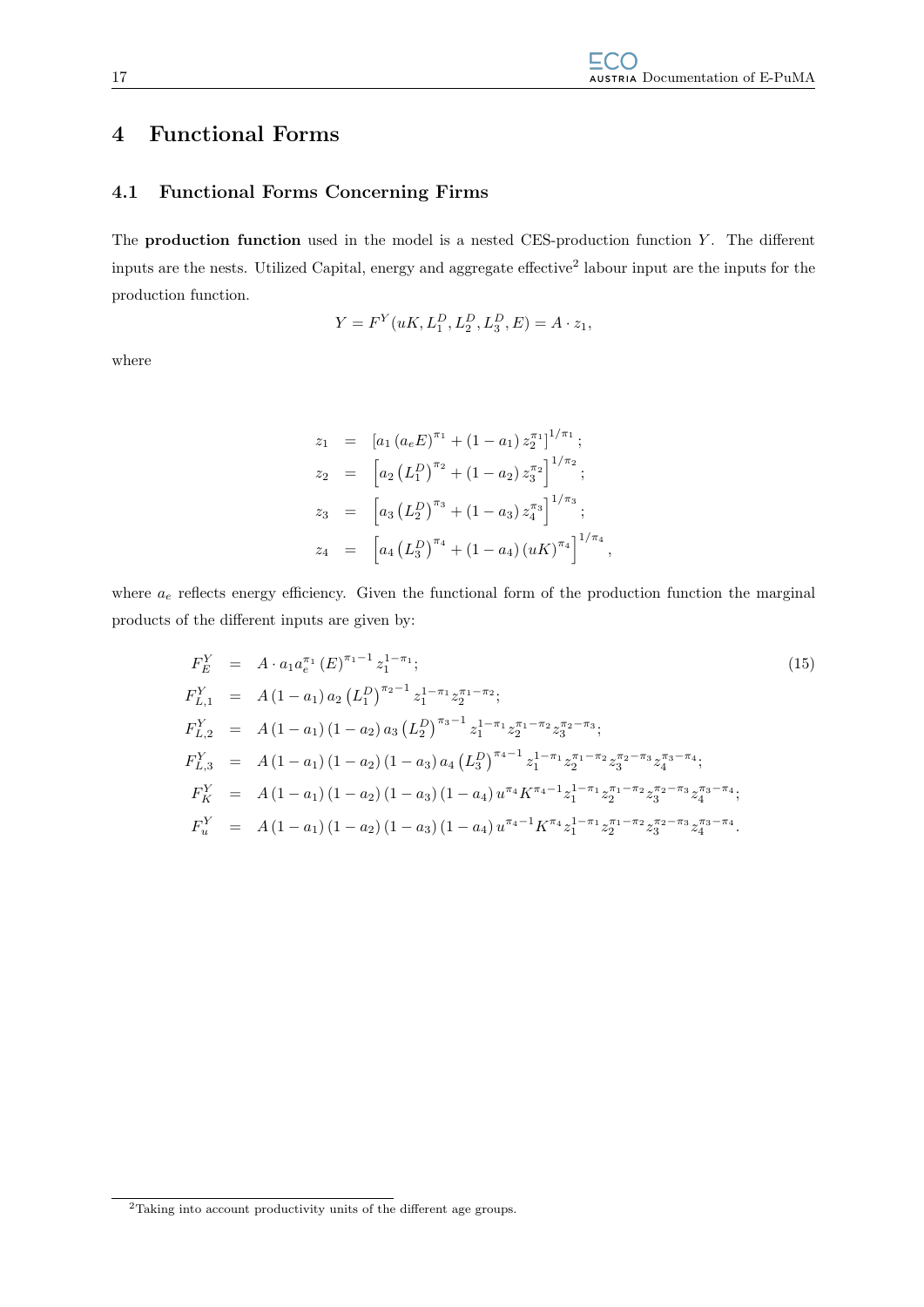# 4 Functional Forms

## 4.1 Functional Forms Concerning Firms

The **production function** used in the model is a nested CES-production function $Y$. The different inputs are the nests. Utilized Capital, energy and aggregate effective[2] labour input are the inputs for the production function.

$$Y = F^Y(uK, L_1^D, L_2^D, L_3^D, E) = A \cdot z_1,$$

where

$$\begin{aligned}
z_1 &= \left[a_1 \left(a_e E\right)^{\pi_1} + \left(1 - a_1\right) z_2^{\pi_1}\right]^{1/\pi_1}; \\
z_2 &= \left[a_2 \left(L_1^D\right)^{\pi_2} + \left(1 - a_2\right) z_3^{\pi_2}\right]^{1/\pi_2}; \\
z_3 &= \left[a_3 \left(L_2^D\right)^{\pi_3} + \left(1 - a_3\right) z_4^{\pi_3}\right]^{1/\pi_3}; \\
z_4 &= \left[a_4 \left(L_3^D\right)^{\pi_4} + \left(1 - a_4\right) \left(uK\right)^{\pi_4}\right]^{1/\pi_4},
\end{aligned}$$

where $a_e$ reflects energy efficiency. Given the functional form of the production function the marginal products of the different inputs are given by:

$$\begin{aligned}
F_E^Y &= A \cdot a_1 a_e^{\pi_1} \left(E\right)^{\pi_1 - 1} z_1^{1-\pi_1}; \\
F_{L,1}^Y &= A \left(1 - a_1\right) a_2 \left(L_1^D\right)^{\pi_2 - 1} z_1^{1-\pi_1} z_2^{\pi_1 - \pi_2}; \\
F_{L,2}^Y &= A \left(1 - a_1\right)\left(1 - a_2\right) a_3 \left(L_2^D\right)^{\pi_3 - 1} z_1^{1-\pi_1} z_2^{\pi_1 - \pi_2} z_3^{\pi_2 - \pi_3}; \\
F_{L,3}^Y &= A \left(1 - a_1\right)\left(1 - a_2\right)\left(1 - a_3\right) a_4 \left(L_3^D\right)^{\pi_4 - 1} z_1^{1-\pi_1} z_2^{\pi_1 - \pi_2} z_3^{\pi_2 - \pi_3} z_4^{\pi_3 - \pi_4}; \\
F_K^Y &= A \left(1 - a_1\right)\left(1 - a_2\right)\left(1 - a_3\right)\left(1 - a_4\right) u^{\pi_4} K^{\pi_4 - 1} z_1^{1-\pi_1} z_2^{\pi_1 - \pi_2} z_3^{\pi_2 - \pi_3} z_4^{\pi_3 - \pi_4}; \\
F_u^Y &= A \left(1 - a_1\right)\left(1 - a_2\right)\left(1 - a_3\right)\left(1 - a_4\right) u^{\pi_4 - 1} K^{\pi_4} z_1^{1-\pi_1} z_2^{\pi_1 - \pi_2} z_3^{\pi_2 - \pi_3} z_4^{\pi_3 - \pi_4}.
\end{aligned} \tag{15}$$

[2] Taking into account productivity units of the different age groups.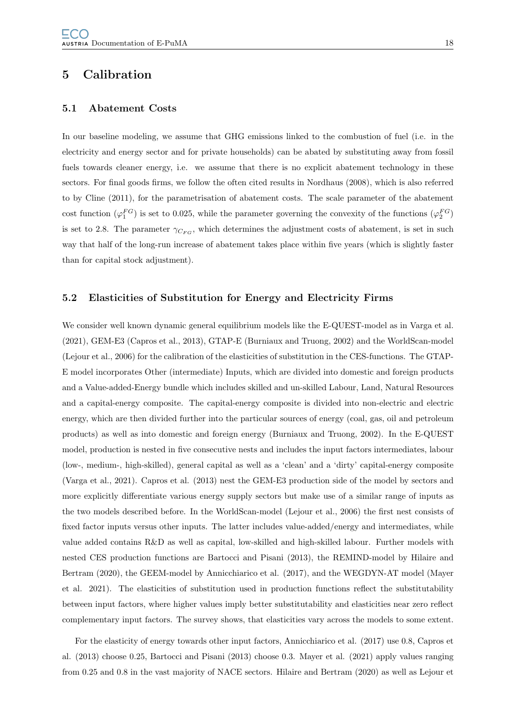# 5 Calibration

## 5.1 Abatement Costs

In our baseline modeling, we assume that GHG emissions linked to the combustion of fuel (i.e. in the electricity and energy sector and for private households) can be abated by substituting away from fossil fuels towards cleaner energy, i.e. we assume that there is no explicit abatement technology in these sectors. For final goods firms, we follow the often cited results in Nordhaus (2008), which is also referred to by Cline (2011), for the parametrisation of abatement costs. The scale parameter of the abatement cost function ($\varphi_1^{FG}$) is set to 0.025, while the parameter governing the convexity of the functions ($\varphi_2^{FG}$) is set to 2.8. The parameter $\gamma_{C_{FG}}$, which determines the adjustment costs of abatement, is set in such way that half of the long-run increase of abatement takes place within five years (which is slightly faster than for capital stock adjustment).

## 5.2 Elasticities of Substitution for Energy and Electricity Firms

We consider well known dynamic general equilibrium models like the E-QUEST-model as in Varga et al. (2021), GEM-E3 (Capros et al., 2013), GTAP-E (Burniaux and Truong, 2002) and the WorldScan-model (Lejour et al., 2006) for the calibration of the elasticities of substitution in the CES-functions. The GTAP-E model incorporates Other (intermediate) Inputs, which are divided into domestic and foreign products and a Value-added-Energy bundle which includes skilled and un-skilled Labour, Land, Natural Resources and a capital-energy composite. The capital-energy composite is divided into non-electric and electric energy, which are then divided further into the particular sources of energy (coal, gas, oil and petroleum products) as well as into domestic and foreign energy (Burniaux and Truong, 2002). In the E-QUEST model, production is nested in five consecutive nests and includes the input factors intermediates, labour (low-, medium-, high-skilled), general capital as well as a 'clean' and a 'dirty' capital-energy composite (Varga et al., 2021). Capros et al. (2013) nest the GEM-E3 production side of the model by sectors and more explicitly differentiate various energy supply sectors but make use of a similar range of inputs as the two models described before. In the WorldScan-model (Lejour et al., 2006) the first nest consists of fixed factor inputs versus other inputs. The latter includes value-added/energy and intermediates, while value added contains R&D as well as capital, low-skilled and high-skilled labour. Further models with nested CES production functions are Bartocci and Pisani (2013), the REMIND-model by Hilaire and Bertram (2020), the GEEM-model by Annicchiarico et al. (2017), and the WEGDYN-AT model (Mayer et al. 2021). The elasticities of substitution used in production functions reflect the substitutability between input factors, where higher values imply better substitutability and elasticities near zero reflect complementary input factors. The survey shows, that elasticities vary across the models to some extent.

For the elasticity of energy towards other input factors, Annicchiarico et al. (2017) use 0.8, Capros et al. (2013) choose 0.25, Bartocci and Pisani (2013) choose 0.3. Mayer et al. (2021) apply values ranging from 0.25 and 0.8 in the vast majority of NACE sectors. Hilaire and Bertram (2020) as well as Lejour et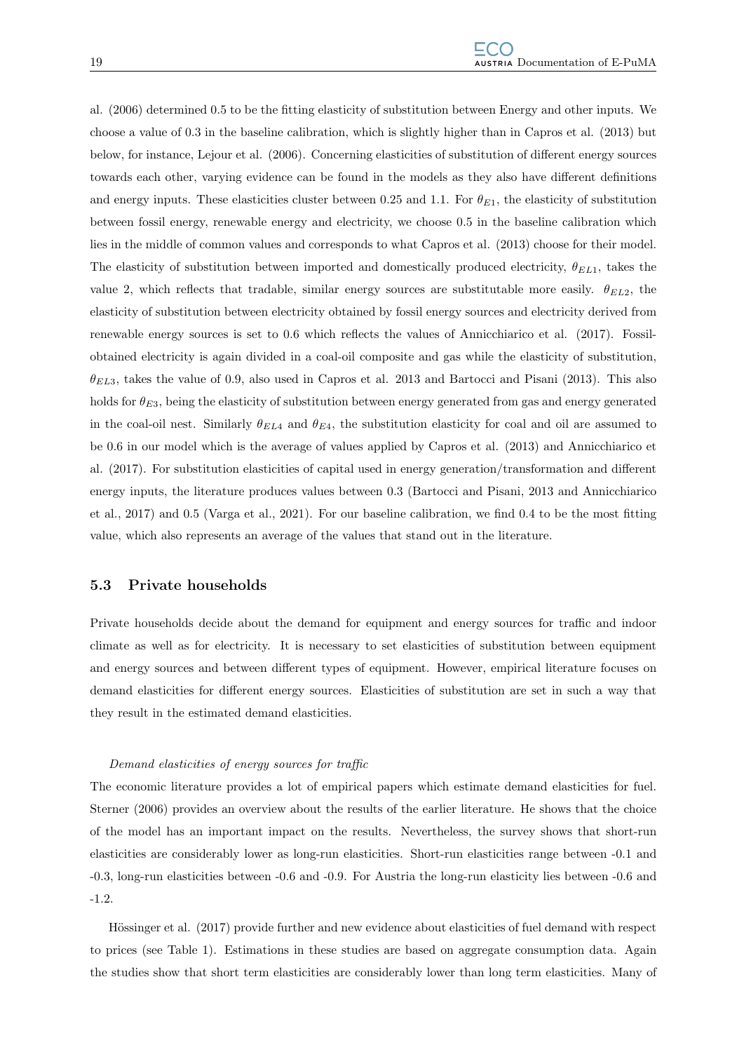al. (2006) determined 0.5 to be the fitting elasticity of substitution between Energy and other inputs. We choose a value of 0.3 in the baseline calibration, which is slightly higher than in Capros et al. (2013) but below, for instance, Lejour et al. (2006). Concerning elasticities of substitution of different energy sources towards each other, varying evidence can be found in the models as they also have different definitions and energy inputs. These elasticities cluster between 0.25 and 1.1. For $\theta_{E1}$, the elasticity of substitution between fossil energy, renewable energy and electricity, we choose 0.5 in the baseline calibration which lies in the middle of common values and corresponds to what Capros et al. (2013) choose for their model. The elasticity of substitution between imported and domestically produced electricity, $\theta_{EL1}$, takes the value 2, which reflects that tradable, similar energy sources are substitutable more easily. $\theta_{EL2}$, the elasticity of substitution between electricity obtained by fossil energy sources and electricity derived from renewable energy sources is set to 0.6 which reflects the values of Annicchiarico et al. (2017). Fossil-obtained electricity is again divided in a coal-oil composite and gas while the elasticity of substitution, $\theta_{EL3}$, takes the value of 0.9, also used in Capros et al. 2013 and Bartocci and Pisani (2013). This also holds for $\theta_{E3}$, being the elasticity of substitution between energy generated from gas and energy generated in the coal-oil nest. Similarly $\theta_{EL4}$ and $\theta_{E4}$, the substitution elasticity for coal and oil are assumed to be 0.6 in our model which is the average of values applied by Capros et al. (2013) and Annicchiarico et al. (2017). For substitution elasticities of capital used in energy generation/transformation and different energy inputs, the literature produces values between 0.3 (Bartocci and Pisani, 2013 and Annicchiarico et al., 2017) and 0.5 (Varga et al., 2021). For our baseline calibration, we find 0.4 to be the most fitting value, which also represents an average of the values that stand out in the literature.

## 5.3 Private households

Private households decide about the demand for equipment and energy sources for traffic and indoor climate as well as for electricity. It is necessary to set elasticities of substitution between equipment and energy sources and between different types of equipment. However, empirical literature focuses on demand elasticities for different energy sources. Elasticities of substitution are set in such a way that they result in the estimated demand elasticities.

*Demand elasticities of energy sources for traffic*

The economic literature provides a lot of empirical papers which estimate demand elasticities for fuel. Sterner (2006) provides an overview about the results of the earlier literature. He shows that the choice of the model has an important impact on the results. Nevertheless, the survey shows that short-run elasticities are considerably lower as long-run elasticities. Short-run elasticities range between -0.1 and -0.3, long-run elasticities between -0.6 and -0.9. For Austria the long-run elasticity lies between -0.6 and -1.2.

Hössinger et al. (2017) provide further and new evidence about elasticities of fuel demand with respect to prices (see Table 1). Estimations in these studies are based on aggregate consumption data. Again the studies show that short term elasticities are considerably lower than long term elasticities. Many of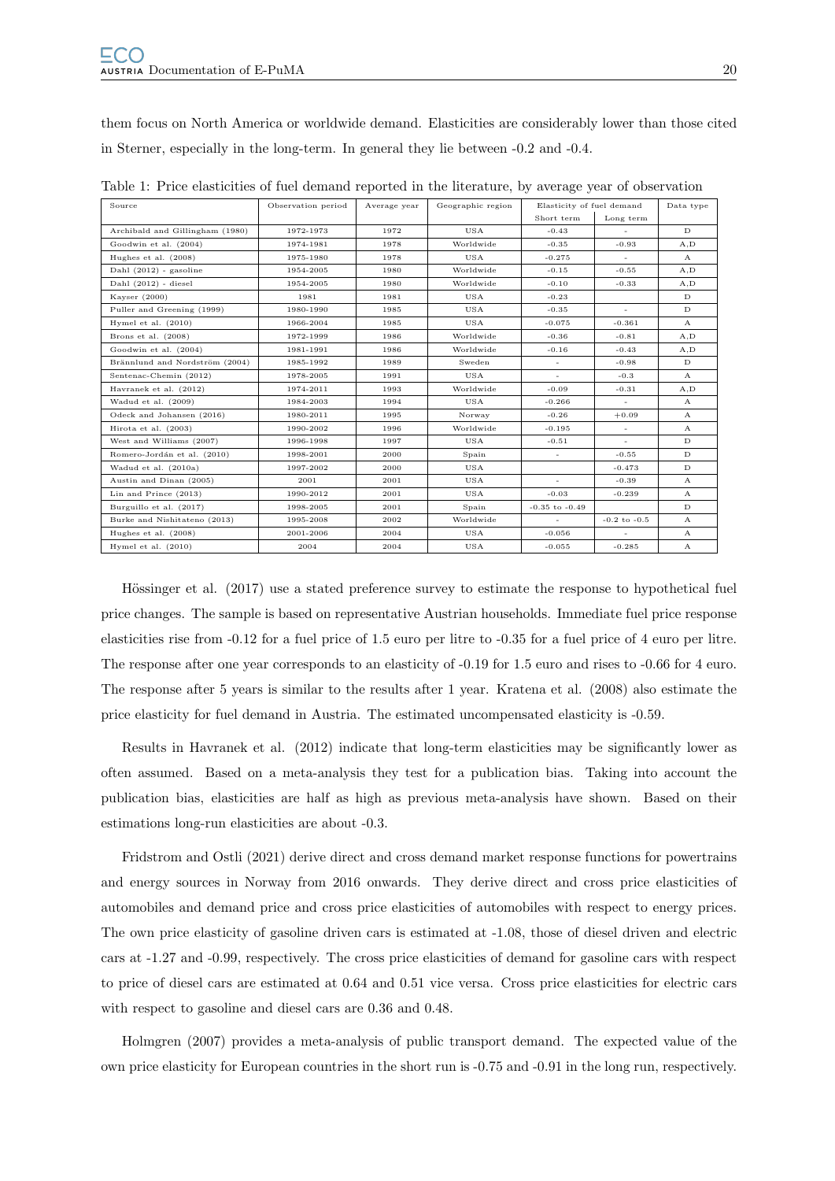them focus on North America or worldwide demand. Elasticities are considerably lower than those cited in Sterner, especially in the long-term. In general they lie between -0.2 and -0.4.

Table 1: Price elasticities of fuel demand reported in the literature, by average year of observation

| Source | Observation period | Average year | Geographic region | Elasticity of fuel demand | | Data type |
|---|---|---|---|---|---|---|
| | | | | Short term | Long term | |
| Archibald and Gillingham (1980) | 1972-1973 | 1972 | USA | -0.43 | - | D |
| Goodwin et al. (2004) | 1974-1981 | 1978 | Worldwide | -0.35 | -0.93 | A,D |
| Hughes et al. (2008) | 1975-1980 | 1978 | USA | -0.275 | - | A |
| Dahl (2012) - gasoline | 1954-2005 | 1980 | Worldwide | -0.15 | -0.55 | A,D |
| Dahl (2012) - diesel | 1954-2005 | 1980 | Worldwide | -0.10 | -0.33 | A,D |
| Kayser (2000) | 1981 | 1981 | USA | -0.23 | | D |
| Puller and Greening (1999) | 1980-1990 | 1985 | USA | -0.35 | - | D |
| Hymel et al. (2010) | 1966-2004 | 1985 | USA | -0.075 | -0.361 | A |
| Brons et al. (2008) | 1972-1999 | 1986 | Worldwide | -0.36 | -0.81 | A,D |
| Goodwin et al. (2004) | 1981-1991 | 1986 | Worldwide | -0.16 | -0.43 | A,D |
| Brännlund and Nordström (2004) | 1985-1992 | 1989 | Sweden | - | -0.98 | D |
| Sentenac-Chemin (2012) | 1978-2005 | 1991 | USA | - | -0.3 | A |
| Havranek et al. (2012) | 1974-2011 | 1993 | Worldwide | -0.09 | -0.31 | A,D |
| Wadud et al. (2009) | 1984-2003 | 1994 | USA | -0.266 | - | A |
| Odeck and Johansen (2016) | 1980-2011 | 1995 | Norway | -0.26 | +0.09 | A |
| Hirota et al. (2003) | 1990-2002 | 1996 | Worldwide | -0.195 | - | A |
| West and Williams (2007) | 1996-1998 | 1997 | USA | -0.51 | - | D |
| Romero-Jordán et al. (2010) | 1998-2001 | 2000 | Spain | - | -0.55 | D |
| Wadud et al. (2010a) | 1997-2002 | 2000 | USA | | -0.473 | D |
| Austin and Dinan (2005) | 2001 | 2001 | USA | - | -0.39 | A |
| Lin and Prince (2013) | 1990-2012 | 2001 | USA | -0.03 | -0.239 | A |
| Burguillo et al. (2017) | 1998-2005 | 2001 | Spain | -0.35 to -0.49 | | D |
| Burke and Nishitateno (2013) | 1995-2008 | 2002 | Worldwide | - | -0.2 to -0.5 | A |
| Hughes et al. (2008) | 2001-2006 | 2004 | USA | -0.056 | - | A |
| Hymel et al. (2010) | 2004 | 2004 | USA | -0.055 | -0.285 | A |

Hössinger et al. (2017) use a stated preference survey to estimate the response to hypothetical fuel price changes. The sample is based on representative Austrian households. Immediate fuel price response elasticities rise from -0.12 for a fuel price of 1.5 euro per litre to -0.35 for a fuel price of 4 euro per litre. The response after one year corresponds to an elasticity of -0.19 for 1.5 euro and rises to -0.66 for 4 euro. The response after 5 years is similar to the results after 1 year. Kratena et al. (2008) also estimate the price elasticity for fuel demand in Austria. The estimated uncompensated elasticity is -0.59.

Results in Havranek et al. (2012) indicate that long-term elasticities may be significantly lower as often assumed. Based on a meta-analysis they test for a publication bias. Taking into account the publication bias, elasticities are half as high as previous meta-analysis have shown. Based on their estimations long-run elasticities are about -0.3.

Fridstrom and Ostli (2021) derive direct and cross demand market response functions for powertrains and energy sources in Norway from 2016 onwards. They derive direct and cross price elasticities of automobiles and demand price and cross price elasticities of automobiles with respect to energy prices. The own price elasticity of gasoline driven cars is estimated at -1.08, those of diesel driven and electric cars at -1.27 and -0.99, respectively. The cross price elasticities of demand for gasoline cars with respect to price of diesel cars are estimated at 0.64 and 0.51 vice versa. Cross price elasticities for electric cars with respect to gasoline and diesel cars are 0.36 and 0.48.

Holmgren (2007) provides a meta-analysis of public transport demand. The expected value of the own price elasticity for European countries in the short run is -0.75 and -0.91 in the long run, respectively.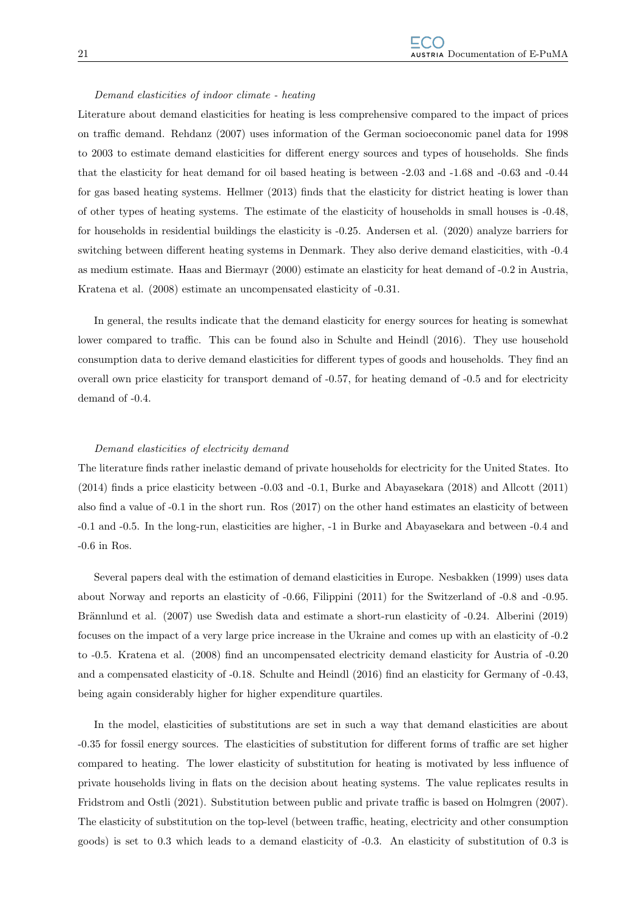*Demand elasticities of indoor climate - heating*

Literature about demand elasticities for heating is less comprehensive compared to the impact of prices on traffic demand. Rehdanz (2007) uses information of the German socioeconomic panel data for 1998 to 2003 to estimate demand elasticities for different energy sources and types of households. She finds that the elasticity for heat demand for oil based heating is between -2.03 and -1.68 and -0.63 and -0.44 for gas based heating systems. Hellmer (2013) finds that the elasticity for district heating is lower than of other types of heating systems. The estimate of the elasticity of households in small houses is -0.48, for households in residential buildings the elasticity is -0.25. Andersen et al. (2020) analyze barriers for switching between different heating systems in Denmark. They also derive demand elasticities, with -0.4 as medium estimate. Haas and Biermayr (2000) estimate an elasticity for heat demand of -0.2 in Austria, Kratena et al. (2008) estimate an uncompensated elasticity of -0.31.

In general, the results indicate that the demand elasticity for energy sources for heating is somewhat lower compared to traffic. This can be found also in Schulte and Heindl (2016). They use household consumption data to derive demand elasticities for different types of goods and households. They find an overall own price elasticity for transport demand of -0.57, for heating demand of -0.5 and for electricity demand of -0.4.

*Demand elasticities of electricity demand*

The literature finds rather inelastic demand of private households for electricity for the United States. Ito (2014) finds a price elasticity between -0.03 and -0.1, Burke and Abayasekara (2018) and Allcott (2011) also find a value of -0.1 in the short run. Ros (2017) on the other hand estimates an elasticity of between -0.1 and -0.5. In the long-run, elasticities are higher, -1 in Burke and Abayasekara and between -0.4 and -0.6 in Ros.

Several papers deal with the estimation of demand elasticities in Europe. Nesbakken (1999) uses data about Norway and reports an elasticity of -0.66, Filippini (2011) for the Switzerland of -0.8 and -0.95. Brännlund et al. (2007) use Swedish data and estimate a short-run elasticity of -0.24. Alberini (2019) focuses on the impact of a very large price increase in the Ukraine and comes up with an elasticity of -0.2 to -0.5. Kratena et al. (2008) find an uncompensated electricity demand elasticity for Austria of -0.20 and a compensated elasticity of -0.18. Schulte and Heindl (2016) find an elasticity for Germany of -0.43, being again considerably higher for higher expenditure quartiles.

In the model, elasticities of substitutions are set in such a way that demand elasticities are about -0.35 for fossil energy sources. The elasticities of substitution for different forms of traffic are set higher compared to heating. The lower elasticity of substitution for heating is motivated by less influence of private households living in flats on the decision about heating systems. The value replicates results in Fridstrom and Ostli (2021). Substitution between public and private traffic is based on Holmgren (2007). The elasticity of substitution on the top-level (between traffic, heating, electricity and other consumption goods) is set to 0.3 which leads to a demand elasticity of -0.3. An elasticity of substitution of 0.3 is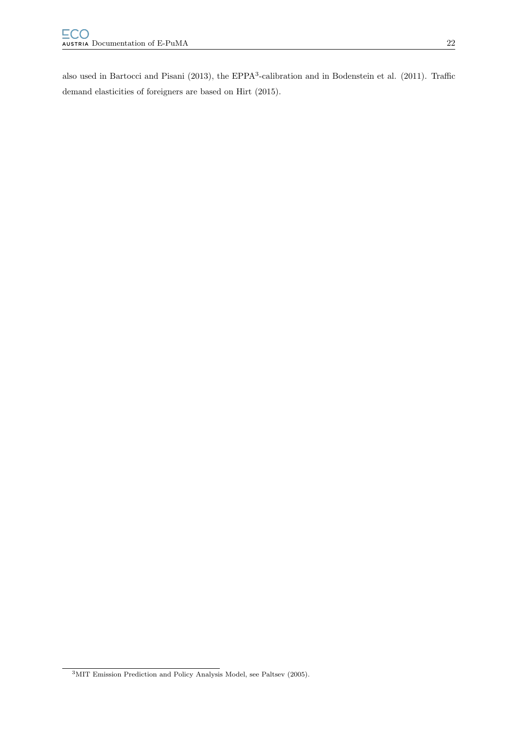also used in Bartocci and Pisani (2013), the EPPA[3]-calibration and in Bodenstein et al. (2011). Traffic demand elasticities of foreigners are based on Hirt (2015).

[3] MIT Emission Prediction and Policy Analysis Model, see Paltsev (2005).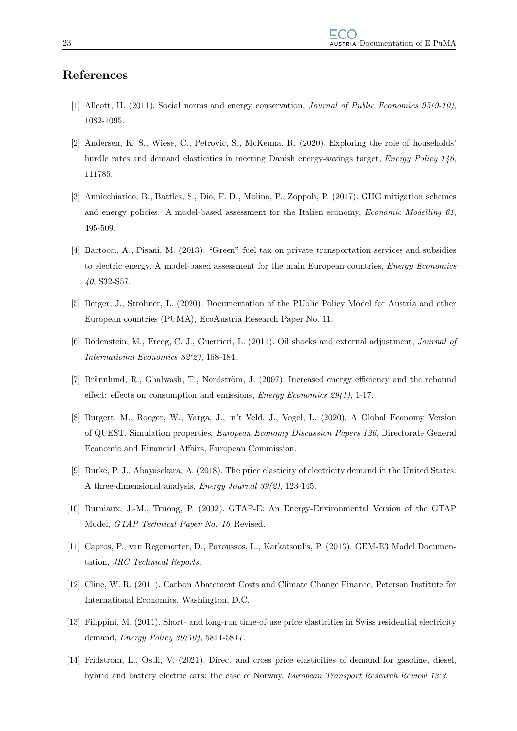# References

[1] Allcott, H. (2011). Social norms and energy conservation, *Journal of Public Economics 95(9-10)*, 1082-1095.

[2] Andersen, K. S., Wiese, C., Petrovic, S., McKenna, R. (2020). Exploring the role of households' hurdle rates and demand elasticities in meeting Danish energy-savings target, *Energy Policy 146*, 111785.

[3] Annicchiarico, B., Battles, S., Dio, F. D., Molina, P., Zoppoli, P. (2017). GHG mitigation schemes and energy policies: A model-based assessment for the Italien economy, *Economic Modelling 61*, 495-509.

[4] Bartocci, A., Pisani, M. (2013). "Green" fuel tax on private transportation services and subsidies to electric energy. A model-based assessment for the main European countries, *Energy Economics 40*, S32-S57.

[5] Berger, J., Strohner, L. (2020). Documentation of the PUblic Policy Model for Austria and other European countries (PUMA), EcoAustria Research Paper No. 11.

[6] Bodenstein, M., Erceg, C. J., Guerrieri, L. (2011). Oil shocks and external adjustment, *Journal of International Economics 82(2)*, 168-184.

[7] Brännlund, R., Ghalwash, T., Nordström, J. (2007). Increased energy efficiency and the rebound effect: effects on consumption and emissions, *Energy Economics 29(1)*, 1-17.

[8] Burgert, M., Roeger, W., Varga, J., in't Veld, J., Vogel, L. (2020). A Global Economy Version of QUEST. Simulation properties, *European Economy Discussion Papers 126*, Directorate General Economic and Financial Affairs, European Commission.

[9] Burke, P. J., Abayasekara, A. (2018). The price elasticity of electricity demand in the United States: A three-dimensional analysis, *Energy Journal 39(2)*, 123-145.

[10] Burniaux, J.-M., Truong, P. (2002). GTAP-E: An Energy-Environmental Version of the GTAP Model, *GTAP Technical Paper No. 16* Revised.

[11] Capros, P., van Regemorter, D., Paroussos, L., Karkatsoulis, P. (2013). GEM-E3 Model Documentation, *JRC Technical Reports*.

[12] Cline, W. R. (2011). Carbon Abatement Costs and Climate Change Finance, Peterson Institute for International Economics, Washington, D.C.

[13] Filippini, M. (2011). Short- and long-run time-of-use price elasticities in Swiss residential electricity demand, *Energy Policy 39(10)*, 5811-5817.

[14] Fridstrom, L., Ostli, V. (2021). Direct and cross price elasticities of demand for gasoline, diesel, hybrid and battery electric cars: the case of Norway, *European Transport Research Review 13:3*.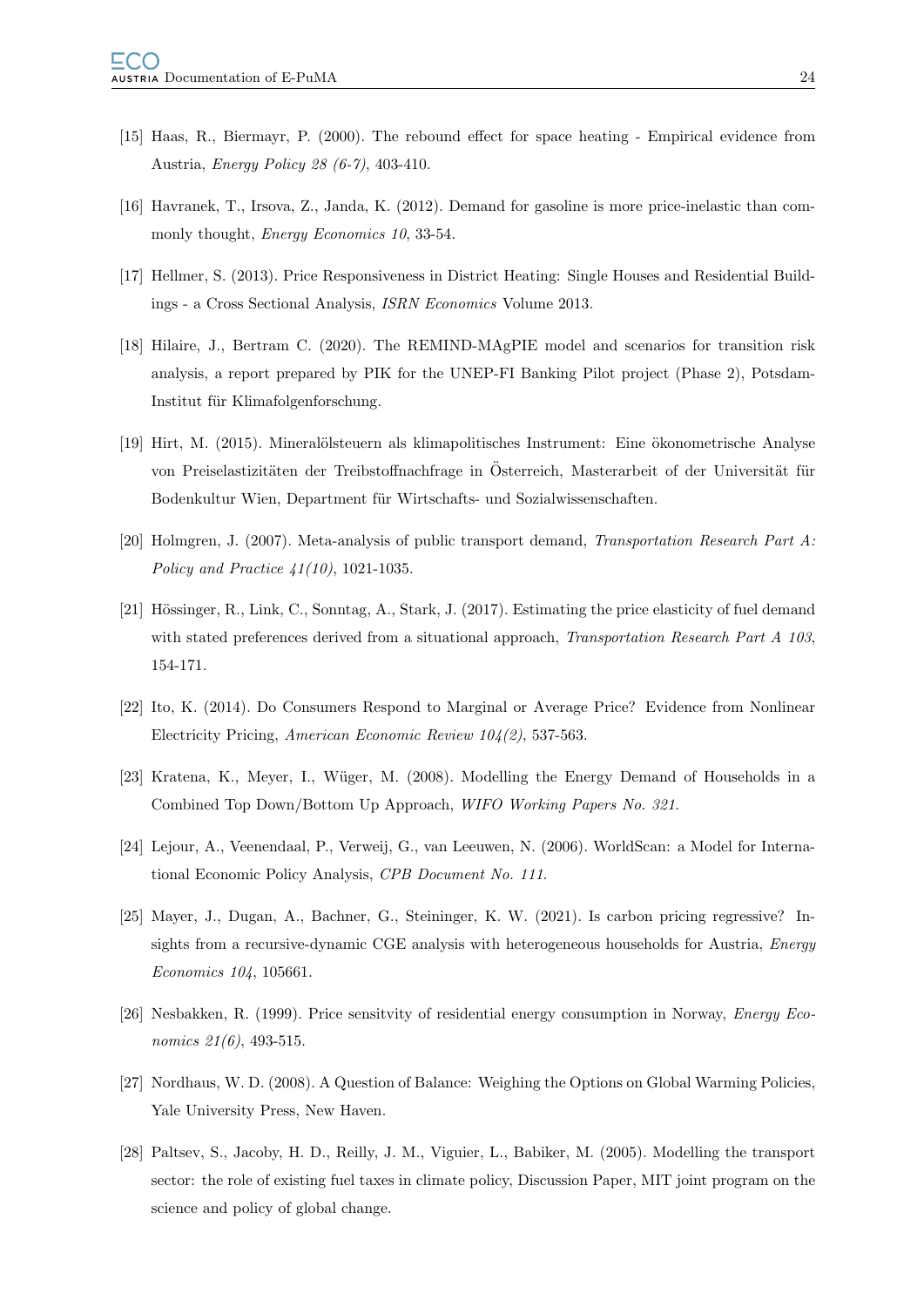[15] Haas, R., Biermayr, P. (2000). The rebound effect for space heating - Empirical evidence from Austria, *Energy Policy 28 (6-7)*, 403-410.

[16] Havranek, T., Irsova, Z., Janda, K. (2012). Demand for gasoline is more price-inelastic than commonly thought, *Energy Economics 10*, 33-54.

[17] Hellmer, S. (2013). Price Responsiveness in District Heating: Single Houses and Residential Buildings - a Cross Sectional Analysis, *ISRN Economics* Volume 2013.

[18] Hilaire, J., Bertram C. (2020). The REMIND-MAgPIE model and scenarios for transition risk analysis, a report prepared by PIK for the UNEP-FI Banking Pilot project (Phase 2), Potsdam-Institut für Klimafolgenforschung.

[19] Hirt, M. (2015). Mineralölsteuern als klimapolitisches Instrument: Eine ökonometrische Analyse von Preiselastizitäten der Treibstoffnachfrage in Österreich, Masterarbeit of der Universität für Bodenkultur Wien, Department für Wirtschafts- und Sozialwissenschaften.

[20] Holmgren, J. (2007). Meta-analysis of public transport demand, *Transportation Research Part A: Policy and Practice 41(10)*, 1021-1035.

[21] Hössinger, R., Link, C., Sonntag, A., Stark, J. (2017). Estimating the price elasticity of fuel demand with stated preferences derived from a situational approach, *Transportation Research Part A 103*, 154-171.

[22] Ito, K. (2014). Do Consumers Respond to Marginal or Average Price? Evidence from Nonlinear Electricity Pricing, *American Economic Review 104(2)*, 537-563.

[23] Kratena, K., Meyer, I., Wüger, M. (2008). Modelling the Energy Demand of Households in a Combined Top Down/Bottom Up Approach, *WIFO Working Papers No. 321*.

[24] Lejour, A., Veenendaal, P., Verweij, G., van Leeuwen, N. (2006). WorldScan: a Model for International Economic Policy Analysis, *CPB Document No. 111*.

[25] Mayer, J., Dugan, A., Bachner, G., Steininger, K. W. (2021). Is carbon pricing regressive? Insights from a recursive-dynamic CGE analysis with heterogeneous households for Austria, *Energy Economics 104*, 105661.

[26] Nesbakken, R. (1999). Price sensitvity of residential energy consumption in Norway, *Energy Economics 21(6)*, 493-515.

[27] Nordhaus, W. D. (2008). A Question of Balance: Weighing the Options on Global Warming Policies, Yale University Press, New Haven.

[28] Paltsev, S., Jacoby, H. D., Reilly, J. M., Viguier, L., Babiker, M. (2005). Modelling the transport sector: the role of existing fuel taxes in climate policy, Discussion Paper, MIT joint program on the science and policy of global change.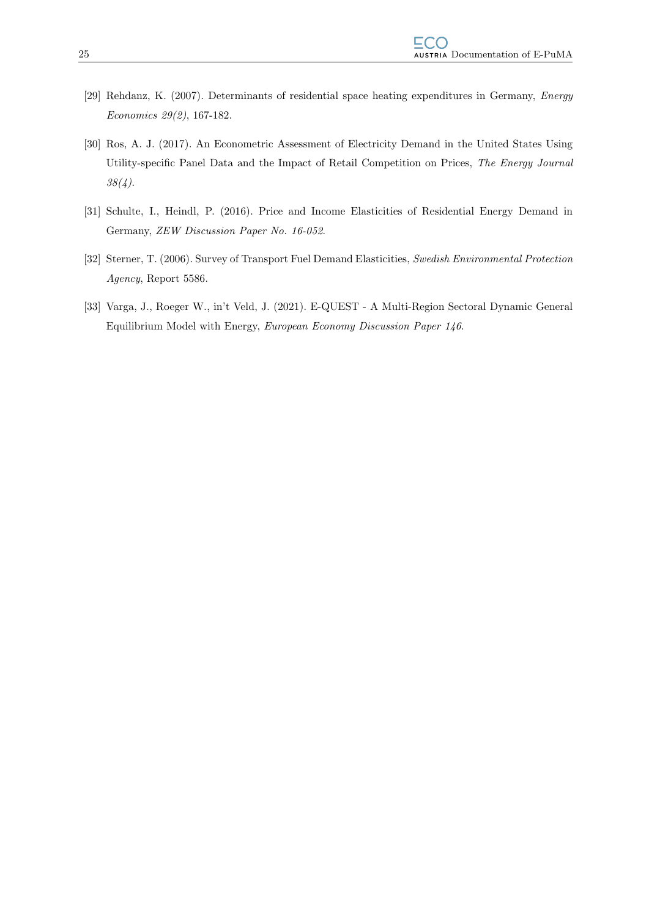[29] Rehdanz, K. (2007). Determinants of residential space heating expenditures in Germany, *Energy Economics 29(2)*, 167-182.

[30] Ros, A. J. (2017). An Econometric Assessment of Electricity Demand in the United States Using Utility-specific Panel Data and the Impact of Retail Competition on Prices, *The Energy Journal 38(4)*.

[31] Schulte, I., Heindl, P. (2016). Price and Income Elasticities of Residential Energy Demand in Germany, *ZEW Discussion Paper No. 16-052*.

[32] Sterner, T. (2006). Survey of Transport Fuel Demand Elasticities, *Swedish Environmental Protection Agency*, Report 5586.

[33] Varga, J., Roeger W., in't Veld, J. (2021). E-QUEST - A Multi-Region Sectoral Dynamic General Equilibrium Model with Energy, *European Economy Discussion Paper 146*.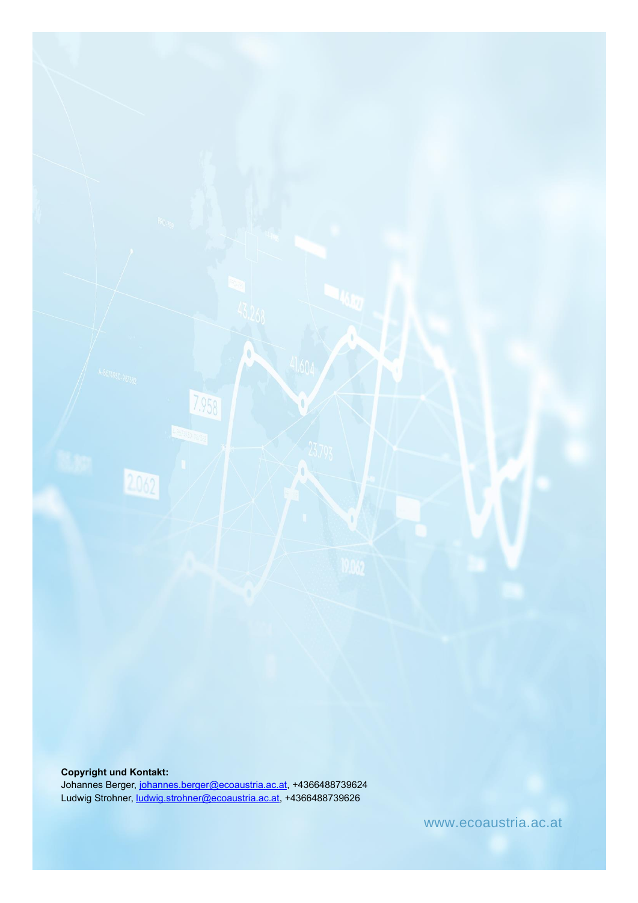**Copyright und Kontakt:**
Johannes Berger, johannes.berger@ecoaustria.ac.at, +4366488739624
Ludwig Strohner, ludwig.strohner@ecoaustria.ac.at, +4366488739626

www.ecoaustria.ac.at